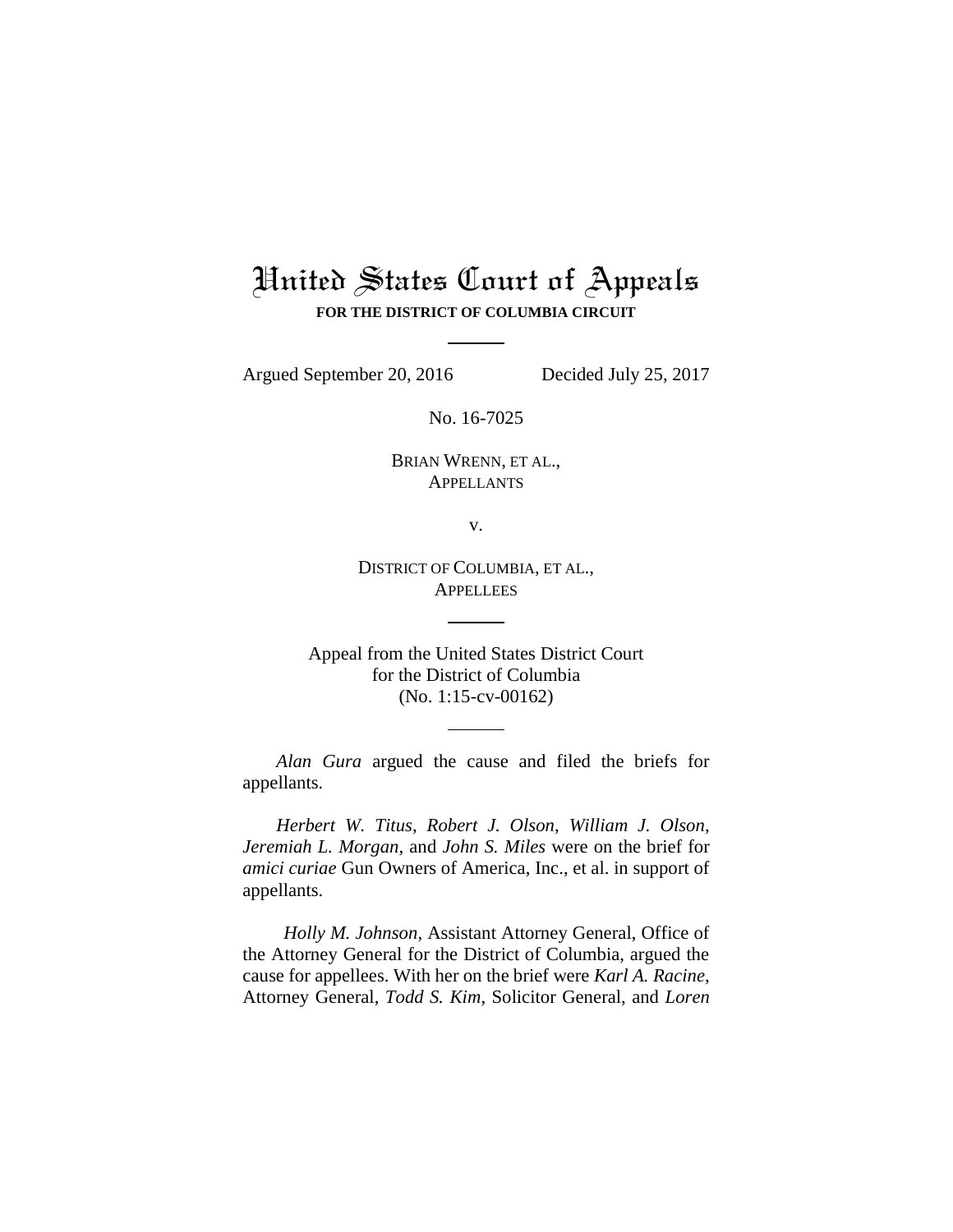# United States Court of Appeals

**FOR THE DISTRICT OF COLUMBIA CIRCUIT**

---

Argued September 20, 2016 Decided July 25, 2017

No. 16-7025

BRIAN WRENN, ET AL.,
APPELLANTS

v.

DISTRICT OF COLUMBIA, ET AL.,
APPELLEES

---

Appeal from the United States District Court
for the District of Columbia
(No. 1:15-cv-00162)

---

*Alan Gura* argued the cause and filed the briefs for appellants.

*Herbert W. Titus*, *Robert J. Olson*, *William J. Olson*, *Jeremiah L. Morgan*, and *John S. Miles* were on the brief for *amici curiae* Gun Owners of America, Inc., et al. in support of appellants.

*Holly M. Johnson*, Assistant Attorney General, Office of the Attorney General for the District of Columbia, argued the cause for appellees. With her on the brief were *Karl A. Racine*, Attorney General, *Todd S. Kim*, Solicitor General, and *Loren*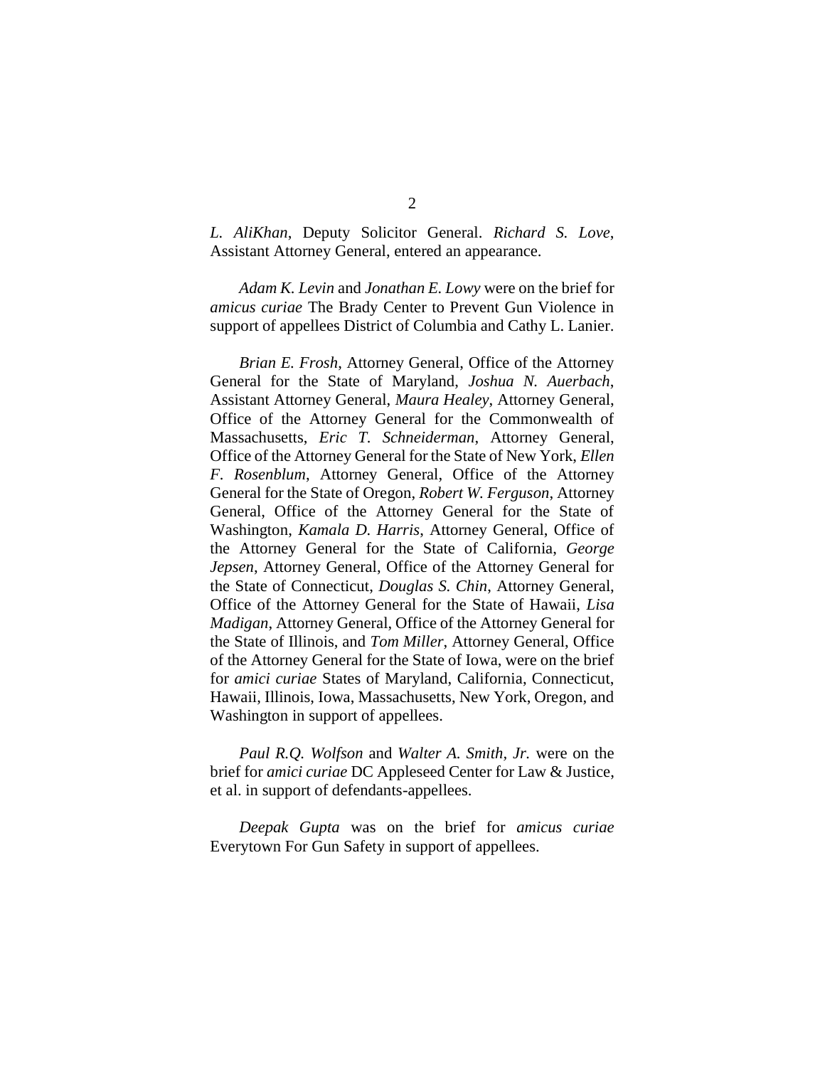*L. AliKhan*, Deputy Solicitor General. *Richard S. Love*, Assistant Attorney General, entered an appearance.

*Adam K. Levin* and *Jonathan E. Lowy* were on the brief for *amicus curiae* The Brady Center to Prevent Gun Violence in support of appellees District of Columbia and Cathy L. Lanier.

*Brian E. Frosh*, Attorney General, Office of the Attorney General for the State of Maryland, *Joshua N. Auerbach*, Assistant Attorney General, *Maura Healey*, Attorney General, Office of the Attorney General for the Commonwealth of Massachusetts, *Eric T. Schneiderman*, Attorney General, Office of the Attorney General for the State of New York, *Ellen F. Rosenblum*, Attorney General, Office of the Attorney General for the State of Oregon, *Robert W. Ferguson*, Attorney General, Office of the Attorney General for the State of Washington, *Kamala D. Harris*, Attorney General, Office of the Attorney General for the State of California, *George Jepsen*, Attorney General, Office of the Attorney General for the State of Connecticut, *Douglas S. Chin*, Attorney General, Office of the Attorney General for the State of Hawaii, *Lisa Madigan*, Attorney General, Office of the Attorney General for the State of Illinois, and *Tom Miller*, Attorney General, Office of the Attorney General for the State of Iowa, were on the brief for *amici curiae* States of Maryland, California, Connecticut, Hawaii, Illinois, Iowa, Massachusetts, New York, Oregon, and Washington in support of appellees.

*Paul R.Q. Wolfson* and *Walter A. Smith, Jr.* were on the brief for *amici curiae* DC Appleseed Center for Law & Justice, et al. in support of defendants-appellees.

*Deepak Gupta* was on the brief for *amicus curiae* Everytown For Gun Safety in support of appellees.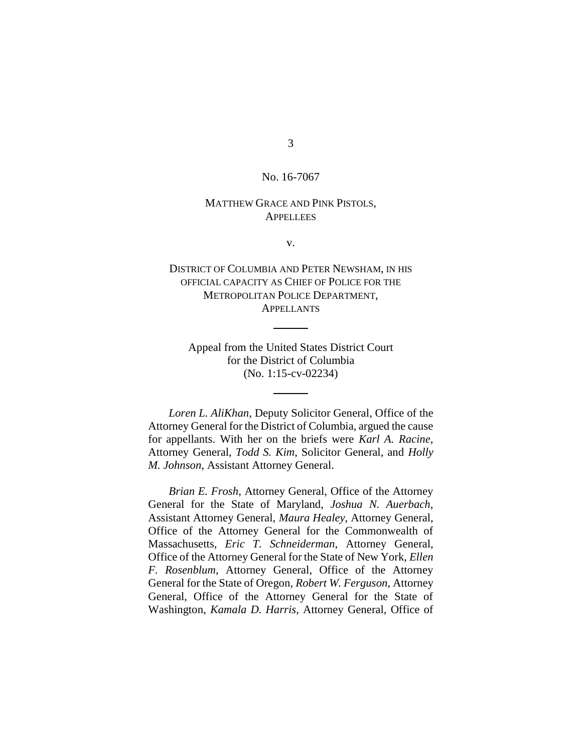No. 16-7067

MATTHEW GRACE AND PINK PISTOLS,
APPELLEES

v.

DISTRICT OF COLUMBIA AND PETER NEWSHAM, IN HIS OFFICIAL CAPACITY AS CHIEF OF POLICE FOR THE METROPOLITAN POLICE DEPARTMENT,
APPELLANTS

---

Appeal from the United States District Court
for the District of Columbia
(No. 1:15-cv-02234)

---

*Loren L. AliKhan*, Deputy Solicitor General, Office of the Attorney General for the District of Columbia, argued the cause for appellants. With her on the briefs were *Karl A. Racine*, Attorney General, *Todd S. Kim*, Solicitor General, and *Holly M. Johnson*, Assistant Attorney General.

*Brian E. Frosh*, Attorney General, Office of the Attorney General for the State of Maryland, *Joshua N. Auerbach*, Assistant Attorney General, *Maura Healey*, Attorney General, Office of the Attorney General for the Commonwealth of Massachusetts, *Eric T. Schneiderman*, Attorney General, Office of the Attorney General for the State of New York, *Ellen F. Rosenblum*, Attorney General, Office of the Attorney General for the State of Oregon, *Robert W. Ferguson*, Attorney General, Office of the Attorney General for the State of Washington, *Kamala D. Harris*, Attorney General, Office of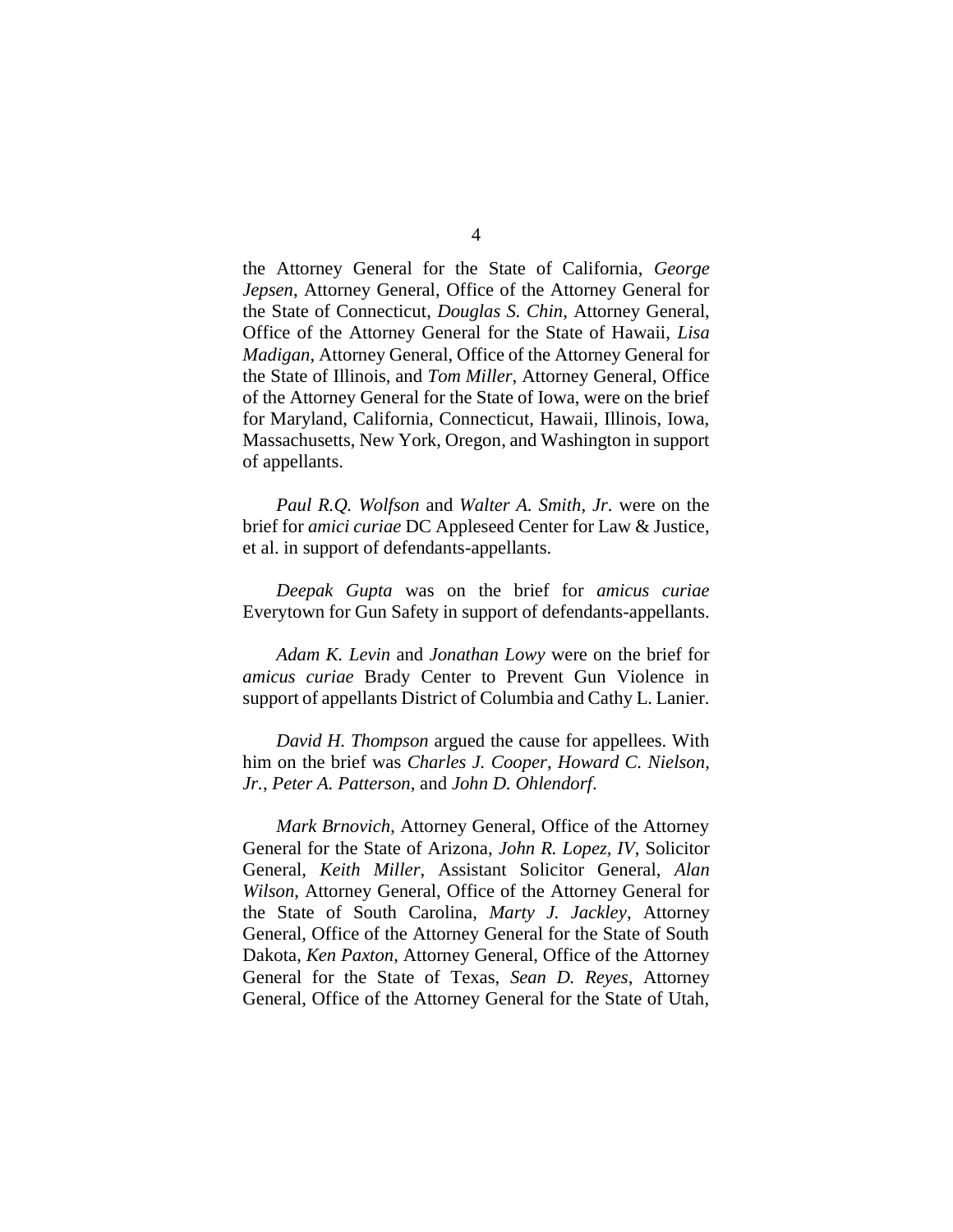the Attorney General for the State of California, *George Jepsen*, Attorney General, Office of the Attorney General for the State of Connecticut, *Douglas S. Chin*, Attorney General, Office of the Attorney General for the State of Hawaii, *Lisa Madigan*, Attorney General, Office of the Attorney General for the State of Illinois, and *Tom Miller*, Attorney General, Office of the Attorney General for the State of Iowa, were on the brief for Maryland, California, Connecticut, Hawaii, Illinois, Iowa, Massachusetts, New York, Oregon, and Washington in support of appellants.

*Paul R.Q. Wolfson* and *Walter A. Smith, Jr.* were on the brief for *amici curiae* DC Appleseed Center for Law & Justice, et al. in support of defendants-appellants.

*Deepak Gupta* was on the brief for *amicus curiae* Everytown for Gun Safety in support of defendants-appellants.

*Adam K. Levin* and *Jonathan Lowy* were on the brief for *amicus curiae* Brady Center to Prevent Gun Violence in support of appellants District of Columbia and Cathy L. Lanier.

*David H. Thompson* argued the cause for appellees. With him on the brief was *Charles J. Cooper*, *Howard C. Nielson, Jr.*, *Peter A. Patterson*, and *John D. Ohlendorf*.

*Mark Brnovich*, Attorney General, Office of the Attorney General for the State of Arizona, *John R. Lopez, IV*, Solicitor General, *Keith Miller*, Assistant Solicitor General, *Alan Wilson*, Attorney General, Office of the Attorney General for the State of South Carolina, *Marty J. Jackley*, Attorney General, Office of the Attorney General for the State of South Dakota, *Ken Paxton*, Attorney General, Office of the Attorney General for the State of Texas, *Sean D. Reyes*, Attorney General, Office of the Attorney General for the State of Utah,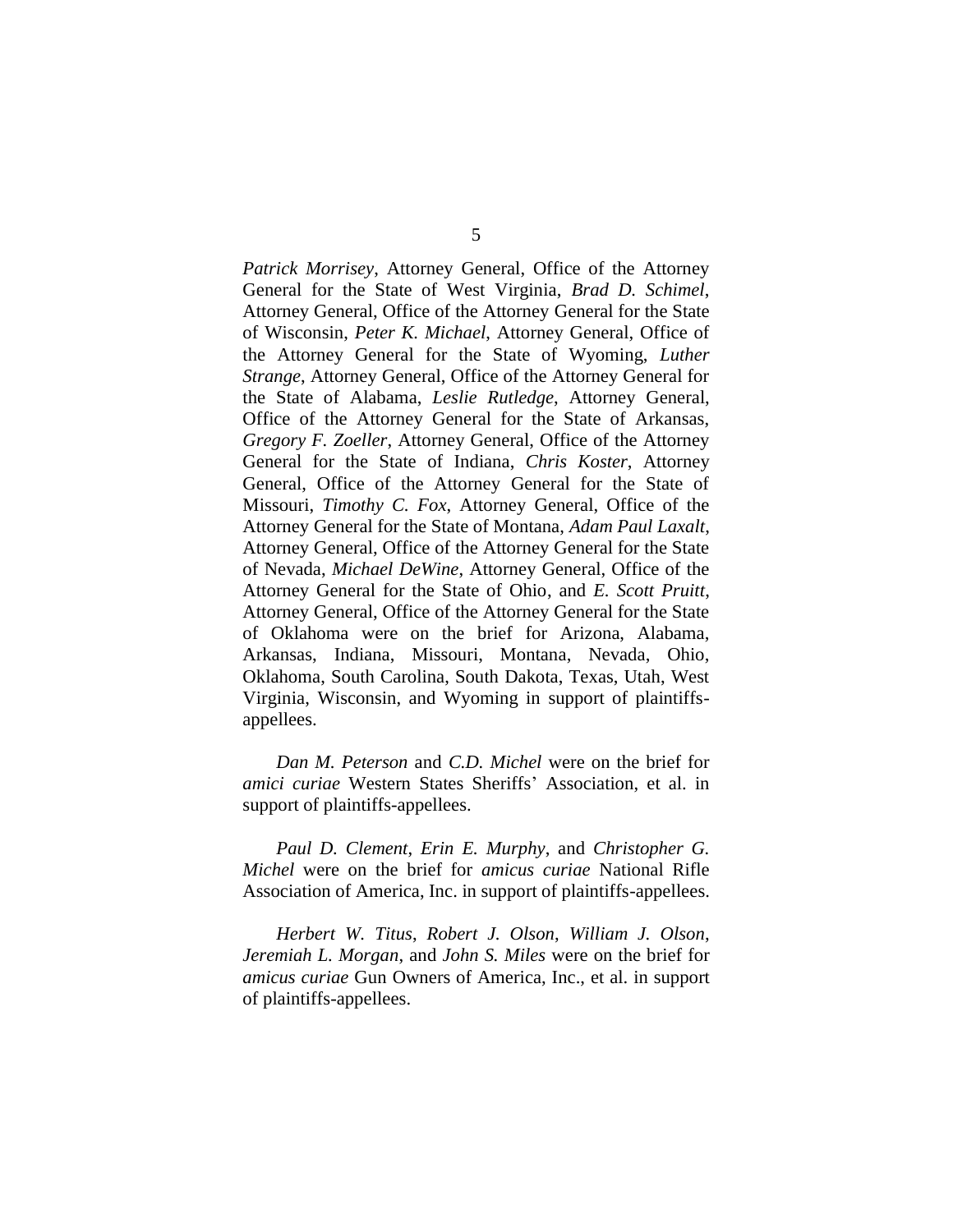*Patrick Morrisey*, Attorney General, Office of the Attorney General for the State of West Virginia, *Brad D. Schimel*, Attorney General, Office of the Attorney General for the State of Wisconsin, *Peter K. Michael*, Attorney General, Office of the Attorney General for the State of Wyoming, *Luther Strange*, Attorney General, Office of the Attorney General for the State of Alabama, *Leslie Rutledge*, Attorney General, Office of the Attorney General for the State of Arkansas, *Gregory F. Zoeller*, Attorney General, Office of the Attorney General for the State of Indiana, *Chris Koster*, Attorney General, Office of the Attorney General for the State of Missouri, *Timothy C. Fox*, Attorney General, Office of the Attorney General for the State of Montana, *Adam Paul Laxalt*, Attorney General, Office of the Attorney General for the State of Nevada, *Michael DeWine*, Attorney General, Office of the Attorney General for the State of Ohio, and *E. Scott Pruitt*, Attorney General, Office of the Attorney General for the State of Oklahoma were on the brief for Arizona, Alabama, Arkansas, Indiana, Missouri, Montana, Nevada, Ohio, Oklahoma, South Carolina, South Dakota, Texas, Utah, West Virginia, Wisconsin, and Wyoming in support of plaintiffs-appellees.

*Dan M. Peterson* and *C.D. Michel* were on the brief for *amici curiae* Western States Sheriffs' Association, et al. in support of plaintiffs-appellees.

*Paul D. Clement*, *Erin E. Murphy*, and *Christopher G. Michel* were on the brief for *amicus curiae* National Rifle Association of America, Inc. in support of plaintiffs-appellees.

*Herbert W. Titus*, *Robert J. Olson*, *William J. Olson*, *Jeremiah L. Morgan*, and *John S. Miles* were on the brief for *amicus curiae* Gun Owners of America, Inc., et al. in support of plaintiffs-appellees.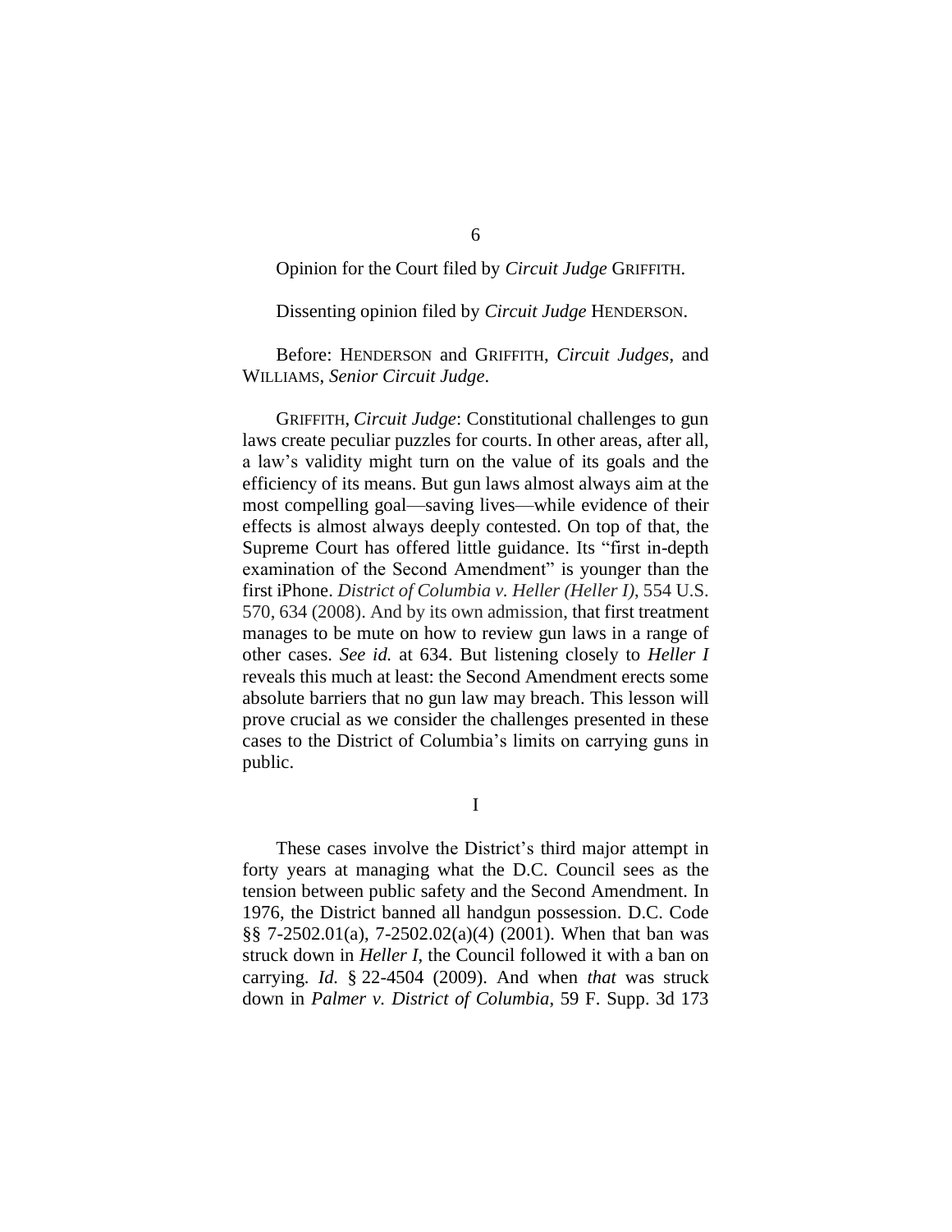Opinion for the Court filed by *Circuit Judge* GRIFFITH.

Dissenting opinion filed by *Circuit Judge* HENDERSON.

Before: HENDERSON and GRIFFITH, *Circuit Judges*, and WILLIAMS, *Senior Circuit Judge*.

GRIFFITH, *Circuit Judge*: Constitutional challenges to gun laws create peculiar puzzles for courts. In other areas, after all, a law's validity might turn on the value of its goals and the efficiency of its means. But gun laws almost always aim at the most compelling goal—saving lives—while evidence of their effects is almost always deeply contested. On top of that, the Supreme Court has offered little guidance. Its "first in-depth examination of the Second Amendment" is younger than the first iPhone. *District of Columbia v. Heller (Heller I)*, 554 U.S. 570, 634 (2008). And by its own admission, that first treatment manages to be mute on how to review gun laws in a range of other cases. *See id.* at 634. But listening closely to *Heller I* reveals this much at least: the Second Amendment erects some absolute barriers that no gun law may breach. This lesson will prove crucial as we consider the challenges presented in these cases to the District of Columbia's limits on carrying guns in public.

## I

These cases involve the District's third major attempt in forty years at managing what the D.C. Council sees as the tension between public safety and the Second Amendment. In 1976, the District banned all handgun possession. D.C. Code §§ 7-2502.01(a), 7-2502.02(a)(4) (2001). When that ban was struck down in *Heller I*, the Council followed it with a ban on carrying. *Id.* § 22-4504 (2009). And when *that* was struck down in *Palmer v. District of Columbia*, 59 F. Supp. 3d 173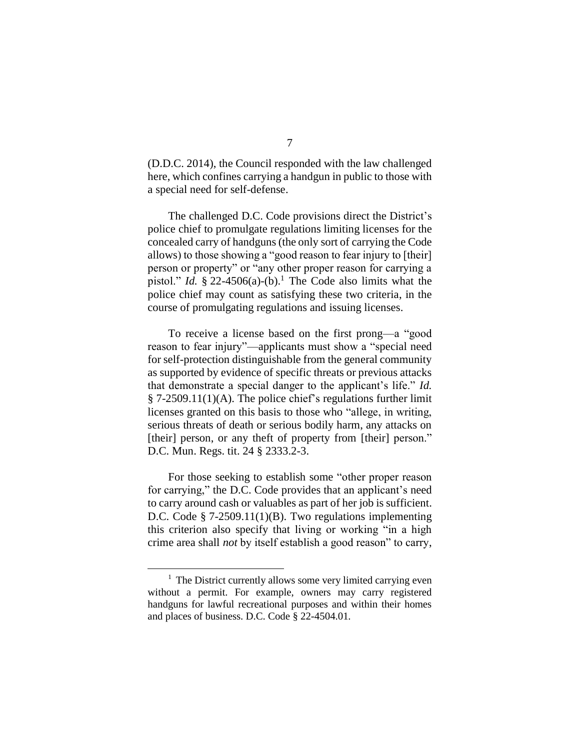(D.D.C. 2014), the Council responded with the law challenged here, which confines carrying a handgun in public to those with a special need for self-defense.

The challenged D.C. Code provisions direct the District's police chief to promulgate regulations limiting licenses for the concealed carry of handguns (the only sort of carrying the Code allows) to those showing a "good reason to fear injury to [their] person or property" or "any other proper reason for carrying a pistol." *Id.* § 22-4506(a)-(b).[1] The Code also limits what the police chief may count as satisfying these two criteria, in the course of promulgating regulations and issuing licenses.

To receive a license based on the first prong—a "good reason to fear injury"—applicants must show a "special need for self-protection distinguishable from the general community as supported by evidence of specific threats or previous attacks that demonstrate a special danger to the applicant's life." *Id.* § 7-2509.11(1)(A). The police chief's regulations further limit licenses granted on this basis to those who "allege, in writing, serious threats of death or serious bodily harm, any attacks on [their] person, or any theft of property from [their] person." D.C. Mun. Regs. tit. 24 § 2333.2-3.

For those seeking to establish some "other proper reason for carrying," the D.C. Code provides that an applicant's need to carry around cash or valuables as part of her job is sufficient. D.C. Code § 7-2509.11(1)(B). Two regulations implementing this criterion also specify that living or working "in a high crime area shall *not* by itself establish a good reason" to carry,

---

[1] The District currently allows some very limited carrying even without a permit. For example, owners may carry registered handguns for lawful recreational purposes and within their homes and places of business. D.C. Code § 22-4504.01.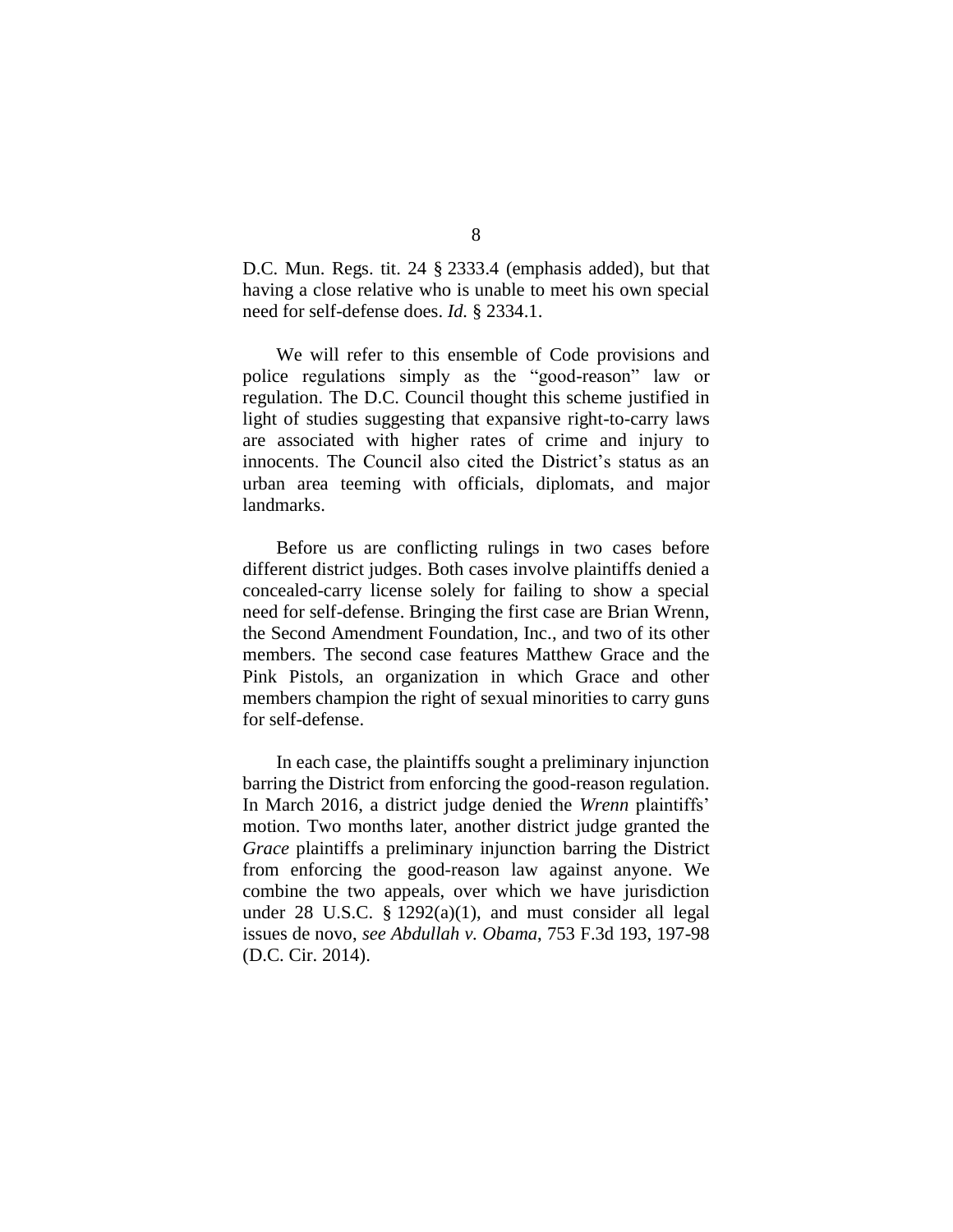D.C. Mun. Regs. tit. 24 § 2333.4 (emphasis added), but that having a close relative who is unable to meet his own special need for self-defense does. *Id.* § 2334.1.

We will refer to this ensemble of Code provisions and police regulations simply as the "good-reason" law or regulation. The D.C. Council thought this scheme justified in light of studies suggesting that expansive right-to-carry laws are associated with higher rates of crime and injury to innocents. The Council also cited the District's status as an urban area teeming with officials, diplomats, and major landmarks.

Before us are conflicting rulings in two cases before different district judges. Both cases involve plaintiffs denied a concealed-carry license solely for failing to show a special need for self-defense. Bringing the first case are Brian Wrenn, the Second Amendment Foundation, Inc., and two of its other members. The second case features Matthew Grace and the Pink Pistols, an organization in which Grace and other members champion the right of sexual minorities to carry guns for self-defense.

In each case, the plaintiffs sought a preliminary injunction barring the District from enforcing the good-reason regulation. In March 2016, a district judge denied the *Wrenn* plaintiffs' motion. Two months later, another district judge granted the *Grace* plaintiffs a preliminary injunction barring the District from enforcing the good-reason law against anyone. We combine the two appeals, over which we have jurisdiction under 28 U.S.C. § 1292(a)(1), and must consider all legal issues de novo, *see Abdullah v. Obama*, 753 F.3d 193, 197-98 (D.C. Cir. 2014).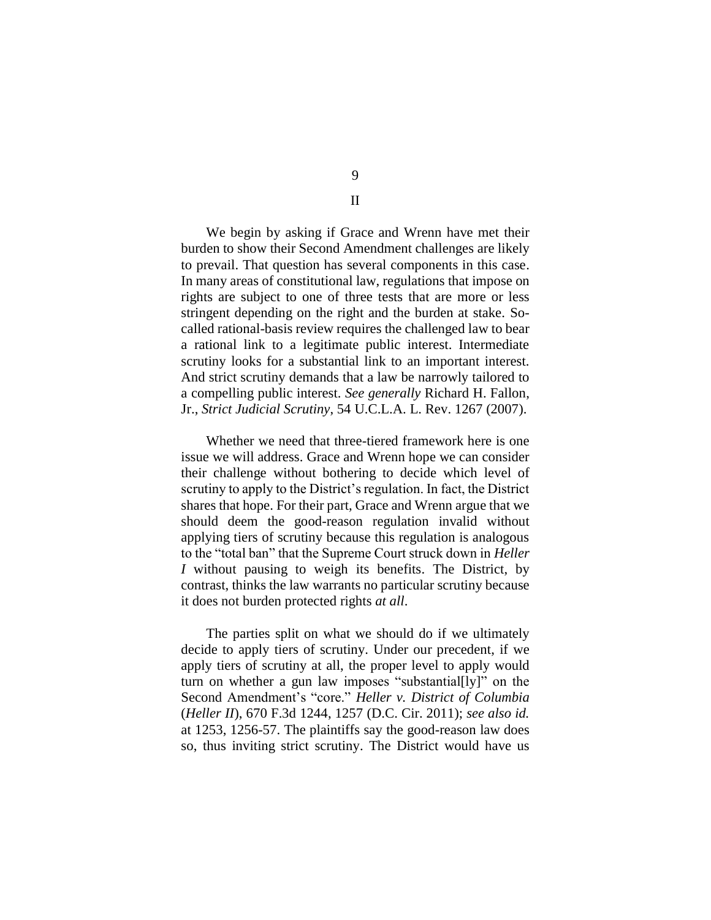## II

We begin by asking if Grace and Wrenn have met their burden to show their Second Amendment challenges are likely to prevail. That question has several components in this case. In many areas of constitutional law, regulations that impose on rights are subject to one of three tests that are more or less stringent depending on the right and the burden at stake. So-called rational-basis review requires the challenged law to bear a rational link to a legitimate public interest. Intermediate scrutiny looks for a substantial link to an important interest. And strict scrutiny demands that a law be narrowly tailored to a compelling public interest. *See generally* Richard H. Fallon, Jr., *Strict Judicial Scrutiny*, 54 U.C.L.A. L. Rev. 1267 (2007).

Whether we need that three-tiered framework here is one issue we will address. Grace and Wrenn hope we can consider their challenge without bothering to decide which level of scrutiny to apply to the District's regulation. In fact, the District shares that hope. For their part, Grace and Wrenn argue that we should deem the good-reason regulation invalid without applying tiers of scrutiny because this regulation is analogous to the "total ban" that the Supreme Court struck down in *Heller I* without pausing to weigh its benefits. The District, by contrast, thinks the law warrants no particular scrutiny because it does not burden protected rights *at all*.

The parties split on what we should do if we ultimately decide to apply tiers of scrutiny. Under our precedent, if we apply tiers of scrutiny at all, the proper level to apply would turn on whether a gun law imposes "substantial[ly]" on the Second Amendment's "core." *Heller v. District of Columbia* (*Heller II*), 670 F.3d 1244, 1257 (D.C. Cir. 2011); *see also id.* at 1253, 1256-57. The plaintiffs say the good-reason law does so, thus inviting strict scrutiny. The District would have us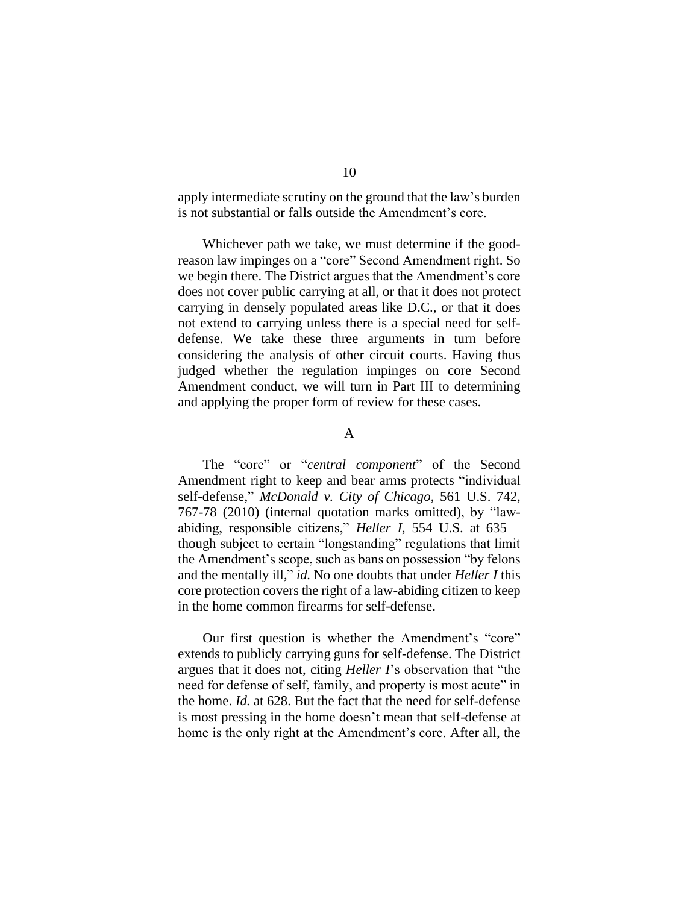apply intermediate scrutiny on the ground that the law's burden is not substantial or falls outside the Amendment's core.

Whichever path we take, we must determine if the good-reason law impinges on a "core" Second Amendment right. So we begin there. The District argues that the Amendment's core does not cover public carrying at all, or that it does not protect carrying in densely populated areas like D.C., or that it does not extend to carrying unless there is a special need for self-defense. We take these three arguments in turn before considering the analysis of other circuit courts. Having thus judged whether the regulation impinges on core Second Amendment conduct, we will turn in Part III to determining and applying the proper form of review for these cases.

## A

The "core" or "*central component*" of the Second Amendment right to keep and bear arms protects "individual self-defense," *McDonald v. City of Chicago*, 561 U.S. 742, 767-78 (2010) (internal quotation marks omitted), by "law-abiding, responsible citizens," *Heller I*, 554 U.S. at 635—though subject to certain "longstanding" regulations that limit the Amendment's scope, such as bans on possession "by felons and the mentally ill," *id.* No one doubts that under *Heller I* this core protection covers the right of a law-abiding citizen to keep in the home common firearms for self-defense.

Our first question is whether the Amendment's "core" extends to publicly carrying guns for self-defense. The District argues that it does not, citing *Heller I*'s observation that "the need for defense of self, family, and property is most acute" in the home. *Id.* at 628. But the fact that the need for self-defense is most pressing in the home doesn't mean that self-defense at home is the only right at the Amendment's core. After all, the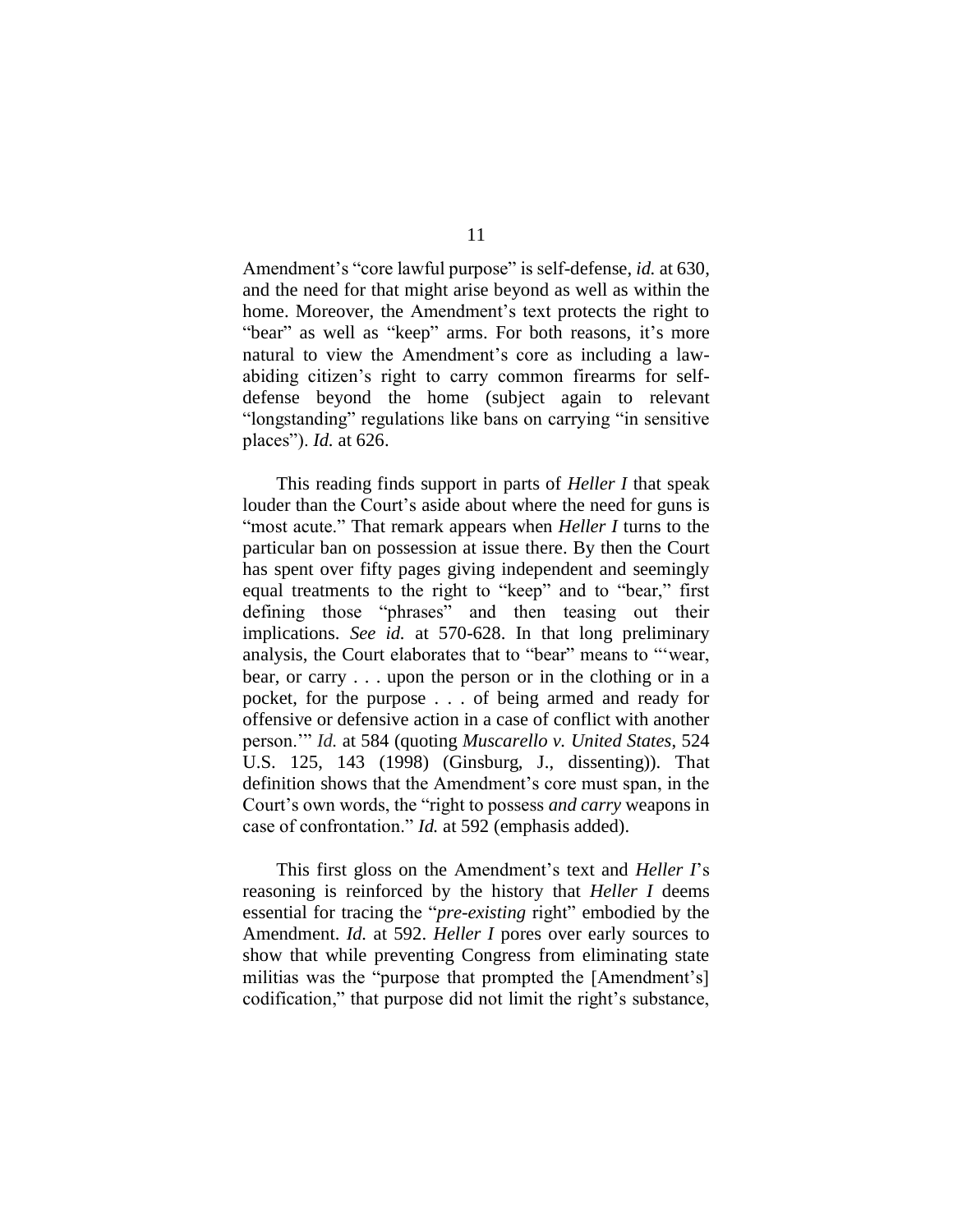Amendment's "core lawful purpose" is self-defense, *id.* at 630, and the need for that might arise beyond as well as within the home. Moreover, the Amendment's text protects the right to "bear" as well as "keep" arms. For both reasons, it's more natural to view the Amendment's core as including a law-abiding citizen's right to carry common firearms for self-defense beyond the home (subject again to relevant "longstanding" regulations like bans on carrying "in sensitive places"). *Id.* at 626.

This reading finds support in parts of *Heller I* that speak louder than the Court's aside about where the need for guns is "most acute." That remark appears when *Heller I* turns to the particular ban on possession at issue there. By then the Court has spent over fifty pages giving independent and seemingly equal treatments to the right to "keep" and to "bear," first defining those "phrases" and then teasing out their implications. *See id.* at 570-628. In that long preliminary analysis, the Court elaborates that to "bear" means to "'wear, bear, or carry . . . upon the person or in the clothing or in a pocket, for the purpose . . . of being armed and ready for offensive or defensive action in a case of conflict with another person.'" *Id.* at 584 (quoting *Muscarello v. United States*, 524 U.S. 125, 143 (1998) (Ginsburg, J., dissenting)). That definition shows that the Amendment's core must span, in the Court's own words, the "right to possess *and carry* weapons in case of confrontation." *Id.* at 592 (emphasis added).

This first gloss on the Amendment's text and *Heller I*'s reasoning is reinforced by the history that *Heller I* deems essential for tracing the "*pre-existing* right" embodied by the Amendment. *Id.* at 592. *Heller I* pores over early sources to show that while preventing Congress from eliminating state militias was the "purpose that prompted the [Amendment's] codification," that purpose did not limit the right's substance,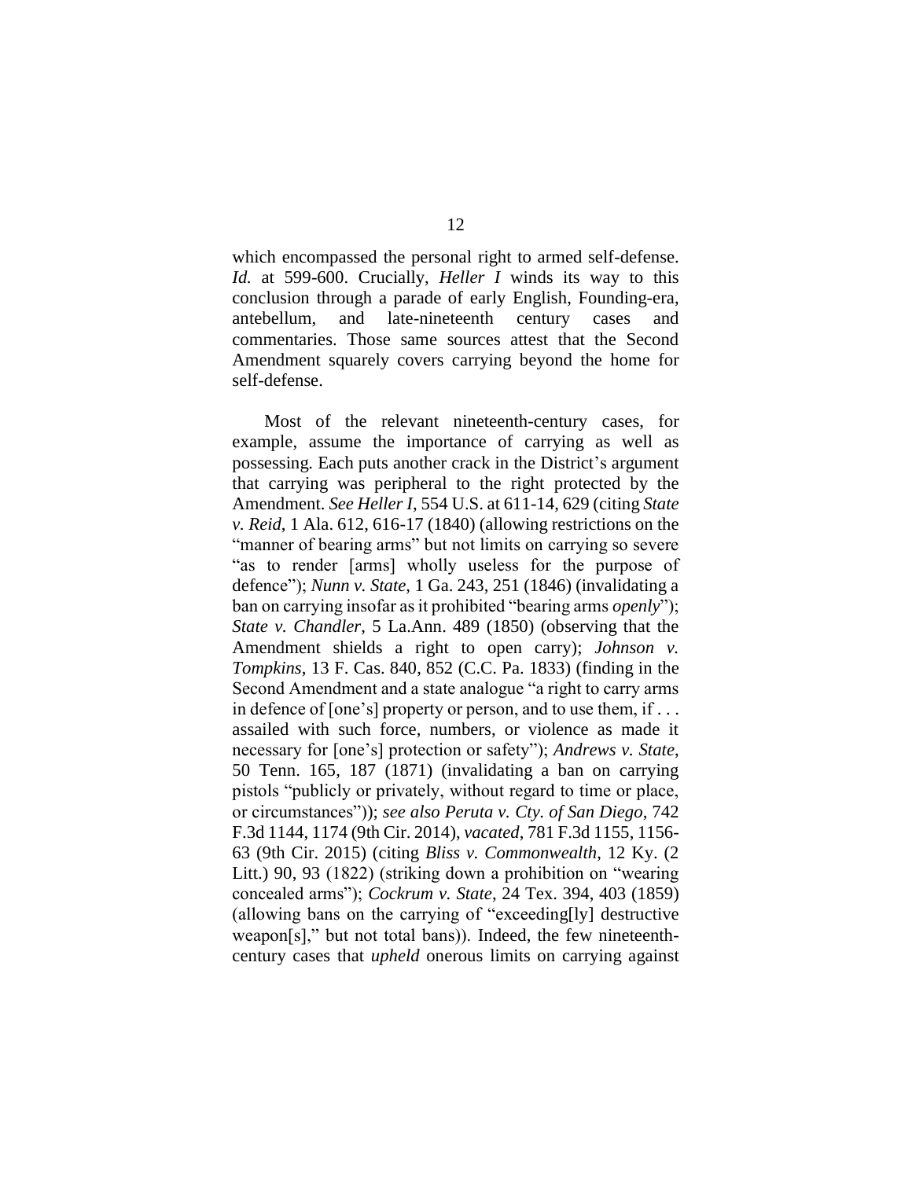which encompassed the personal right to armed self-defense. *Id.* at 599-600. Crucially, *Heller I* winds its way to this conclusion through a parade of early English, Founding-era, antebellum, and late-nineteenth century cases and commentaries. Those same sources attest that the Second Amendment squarely covers carrying beyond the home for self-defense.

Most of the relevant nineteenth-century cases, for example, assume the importance of carrying as well as possessing. Each puts another crack in the District's argument that carrying was peripheral to the right protected by the Amendment. *See Heller I*, 554 U.S. at 611-14, 629 (citing *State v. Reid*, 1 Ala. 612, 616-17 (1840) (allowing restrictions on the "manner of bearing arms" but not limits on carrying so severe "as to render [arms] wholly useless for the purpose of defence"); *Nunn v. State*, 1 Ga. 243, 251 (1846) (invalidating a ban on carrying insofar as it prohibited "bearing arms *openly*"); *State v. Chandler*, 5 La.Ann. 489 (1850) (observing that the Amendment shields a right to open carry); *Johnson v. Tompkins*, 13 F. Cas. 840, 852 (C.C. Pa. 1833) (finding in the Second Amendment and a state analogue "a right to carry arms in defence of [one's] property or person, and to use them, if . . . assailed with such force, numbers, or violence as made it necessary for [one's] protection or safety"); *Andrews v. State*, 50 Tenn. 165, 187 (1871) (invalidating a ban on carrying pistols "publicly or privately, without regard to time or place, or circumstances")); *see also Peruta v. Cty. of San Diego*, 742 F.3d 1144, 1174 (9th Cir. 2014), *vacated*, 781 F.3d 1155, 1156-63 (9th Cir. 2015) (citing *Bliss v. Commonwealth*, 12 Ky. (2 Litt.) 90, 93 (1822) (striking down a prohibition on "wearing concealed arms"); *Cockrum v. State*, 24 Tex. 394, 403 (1859) (allowing bans on the carrying of "exceeding[ly] destructive weapon[s]," but not total bans)). Indeed, the few nineteenth-century cases that *upheld* onerous limits on carrying against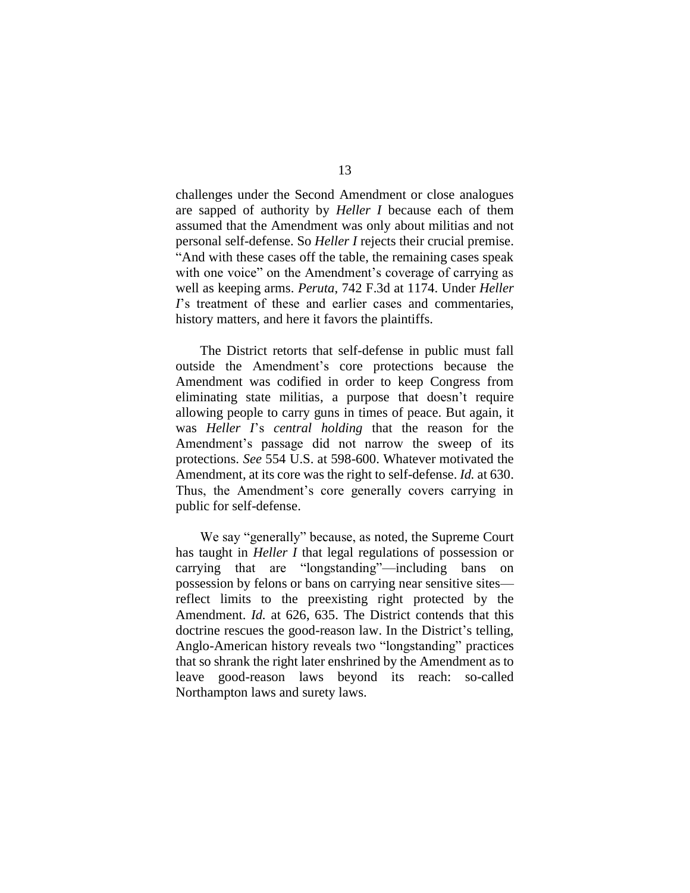challenges under the Second Amendment or close analogues are sapped of authority by *Heller I* because each of them assumed that the Amendment was only about militias and not personal self-defense. So *Heller I* rejects their crucial premise. "And with these cases off the table, the remaining cases speak with one voice" on the Amendment's coverage of carrying as well as keeping arms. *Peruta*, 742 F.3d at 1174. Under *Heller I*'s treatment of these and earlier cases and commentaries, history matters, and here it favors the plaintiffs.

The District retorts that self-defense in public must fall outside the Amendment's core protections because the Amendment was codified in order to keep Congress from eliminating state militias, a purpose that doesn't require allowing people to carry guns in times of peace. But again, it was *Heller I*'s *central holding* that the reason for the Amendment's passage did not narrow the sweep of its protections. *See* 554 U.S. at 598-600. Whatever motivated the Amendment, at its core was the right to self-defense. *Id.* at 630. Thus, the Amendment's core generally covers carrying in public for self-defense.

We say "generally" because, as noted, the Supreme Court has taught in *Heller I* that legal regulations of possession or carrying that are "longstanding"—including bans on possession by felons or bans on carrying near sensitive sites—reflect limits to the preexisting right protected by the Amendment. *Id.* at 626, 635. The District contends that this doctrine rescues the good-reason law. In the District's telling, Anglo-American history reveals two "longstanding" practices that so shrank the right later enshrined by the Amendment as to leave good-reason laws beyond its reach: so-called Northampton laws and surety laws.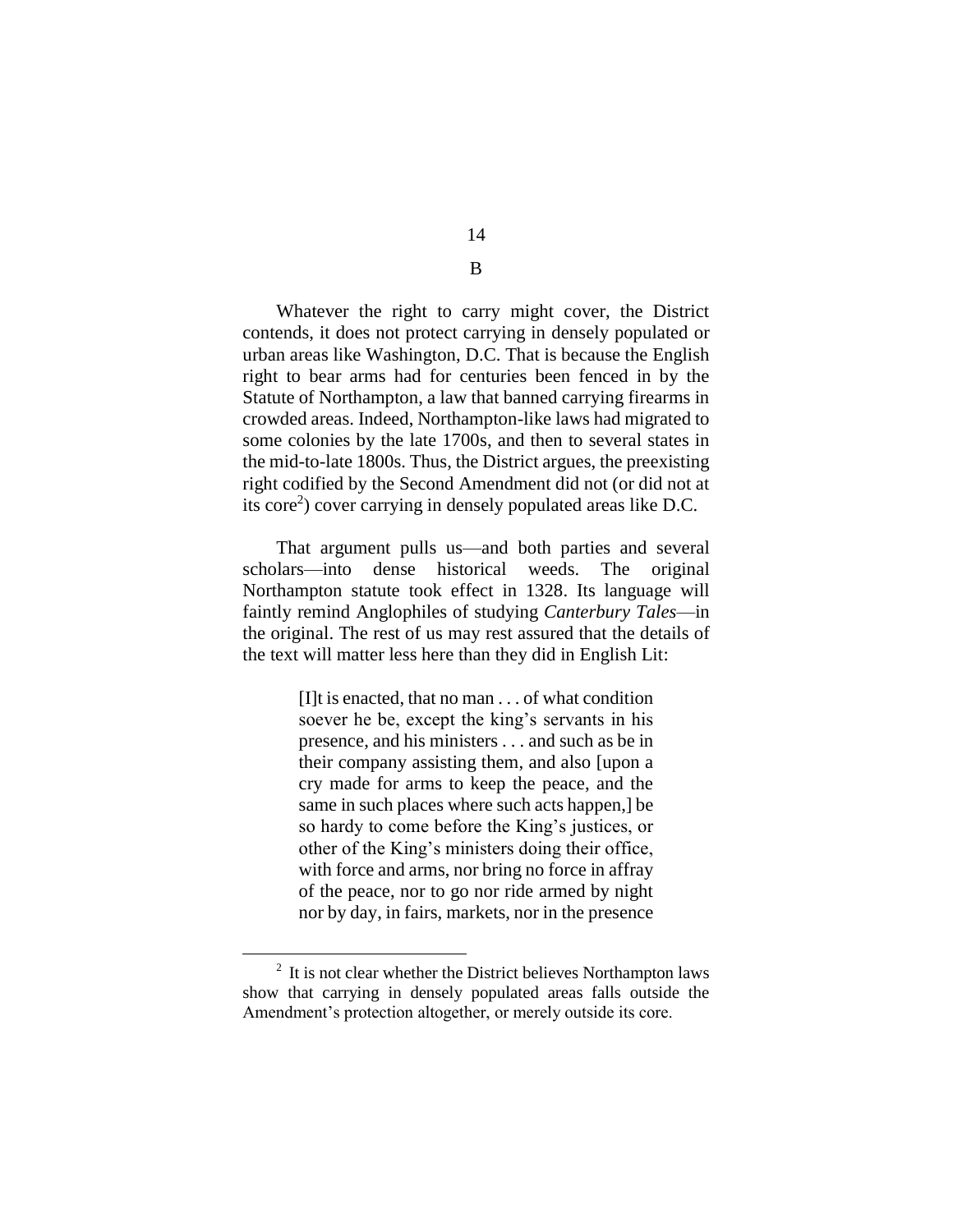## B

Whatever the right to carry might cover, the District contends, it does not protect carrying in densely populated or urban areas like Washington, D.C. That is because the English right to bear arms had for centuries been fenced in by the Statute of Northampton, a law that banned carrying firearms in crowded areas. Indeed, Northampton-like laws had migrated to some colonies by the late 1700s, and then to several states in the mid-to-late 1800s. Thus, the District argues, the preexisting right codified by the Second Amendment did not (or did not at its core[2]) cover carrying in densely populated areas like D.C.

That argument pulls us—and both parties and several scholars—into dense historical weeds. The original Northampton statute took effect in 1328. Its language will faintly remind Anglophiles of studying *Canterbury Tales*—in the original. The rest of us may rest assured that the details of the text will matter less here than they did in English Lit:

> [I]t is enacted, that no man . . . of what condition soever he be, except the king's servants in his presence, and his ministers . . . and such as be in their company assisting them, and also [upon a cry made for arms to keep the peace, and the same in such places where such acts happen,] be so hardy to come before the King's justices, or other of the King's ministers doing their office, with force and arms, nor bring no force in affray of the peace, nor to go nor ride armed by night nor by day, in fairs, markets, nor in the presence

[2] It is not clear whether the District believes Northampton laws show that carrying in densely populated areas falls outside the Amendment's protection altogether, or merely outside its core.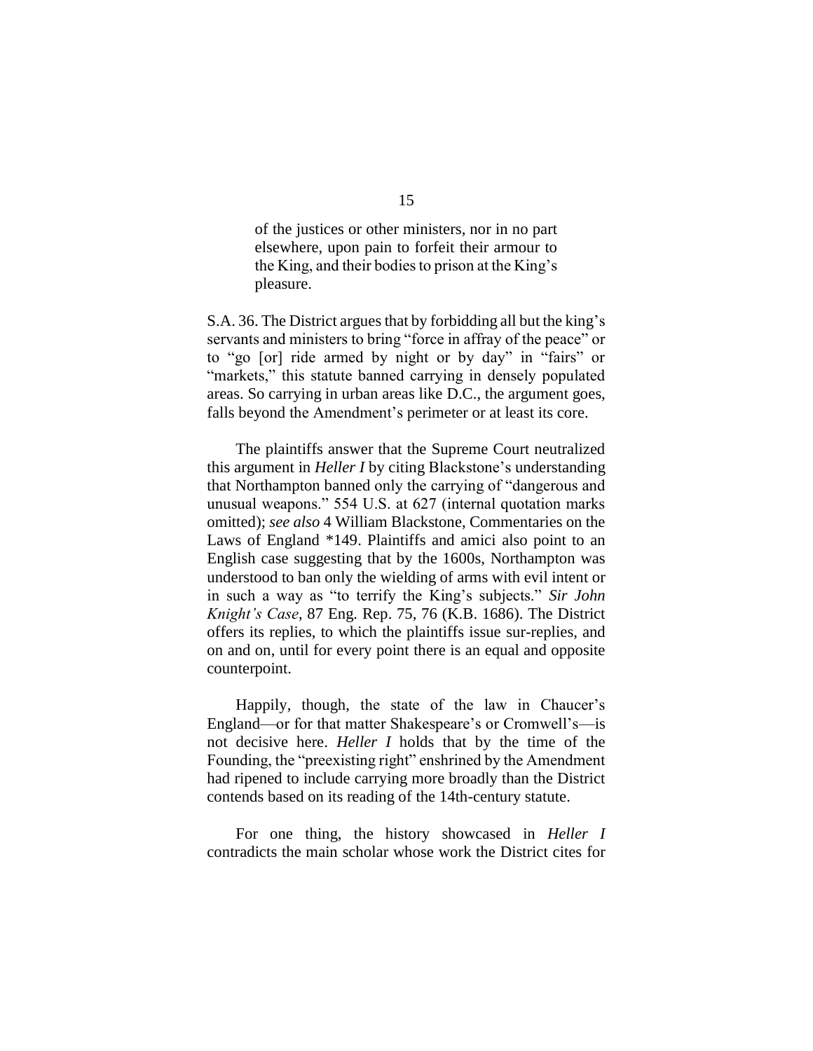> of the justices or other ministers, nor in no part elsewhere, upon pain to forfeit their armour to the King, and their bodies to prison at the King's pleasure.

S.A. 36. The District argues that by forbidding all but the king's servants and ministers to bring "force in affray of the peace" or to "go [or] ride armed by night or by day" in "fairs" or "markets," this statute banned carrying in densely populated areas. So carrying in urban areas like D.C., the argument goes, falls beyond the Amendment's perimeter or at least its core.

The plaintiffs answer that the Supreme Court neutralized this argument in *Heller I* by citing Blackstone's understanding that Northampton banned only the carrying of "dangerous and unusual weapons." 554 U.S. at 627 (internal quotation marks omitted); *see also* 4 William Blackstone, Commentaries on the Laws of England *149. Plaintiffs and amici also point to an English case suggesting that by the 1600s, Northampton was understood to ban only the wielding of arms with evil intent or in such a way as "to terrify the King's subjects." *Sir John Knight's Case*, 87 Eng. Rep. 75, 76 (K.B. 1686). The District offers its replies, to which the plaintiffs issue sur-replies, and on and on, until for every point there is an equal and opposite counterpoint.

Happily, though, the state of the law in Chaucer's England—or for that matter Shakespeare's or Cromwell's—is not decisive here. *Heller I* holds that by the time of the Founding, the "preexisting right" enshrined by the Amendment had ripened to include carrying more broadly than the District contends based on its reading of the 14th-century statute.

For one thing, the history showcased in *Heller I* contradicts the main scholar whose work the District cites for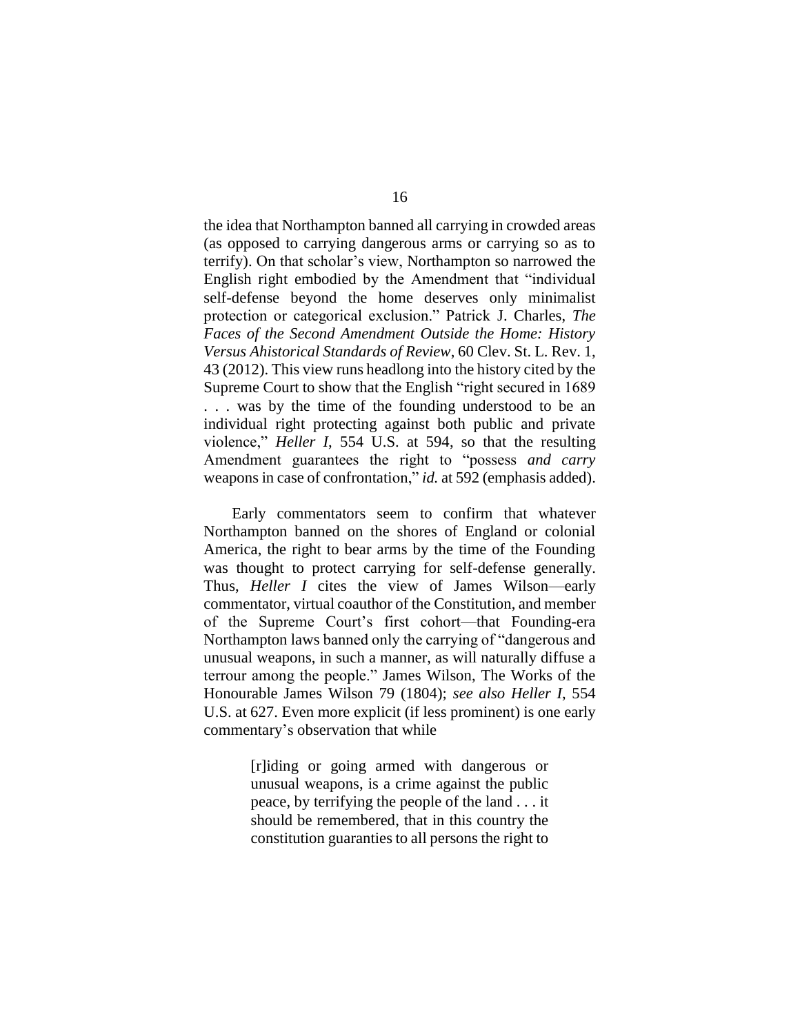the idea that Northampton banned all carrying in crowded areas (as opposed to carrying dangerous arms or carrying so as to terrify). On that scholar's view, Northampton so narrowed the English right embodied by the Amendment that "individual self-defense beyond the home deserves only minimalist protection or categorical exclusion." Patrick J. Charles, *The Faces of the Second Amendment Outside the Home: History Versus Ahistorical Standards of Review*, 60 Clev. St. L. Rev. 1, 43 (2012). This view runs headlong into the history cited by the Supreme Court to show that the English "right secured in 1689 . . . was by the time of the founding understood to be an individual right protecting against both public and private violence," *Heller I*, 554 U.S. at 594, so that the resulting Amendment guarantees the right to "possess *and carry* weapons in case of confrontation," *id.* at 592 (emphasis added).

Early commentators seem to confirm that whatever Northampton banned on the shores of England or colonial America, the right to bear arms by the time of the Founding was thought to protect carrying for self-defense generally. Thus, *Heller I* cites the view of James Wilson—early commentator, virtual coauthor of the Constitution, and member of the Supreme Court's first cohort—that Founding-era Northampton laws banned only the carrying of "dangerous and unusual weapons, in such a manner, as will naturally diffuse a terrour among the people." James Wilson, The Works of the Honourable James Wilson 79 (1804); *see also Heller I*, 554 U.S. at 627. Even more explicit (if less prominent) is one early commentary's observation that while

> [r]iding or going armed with dangerous or unusual weapons, is a crime against the public peace, by terrifying the people of the land . . . it should be remembered, that in this country the constitution guaranties to all persons the right to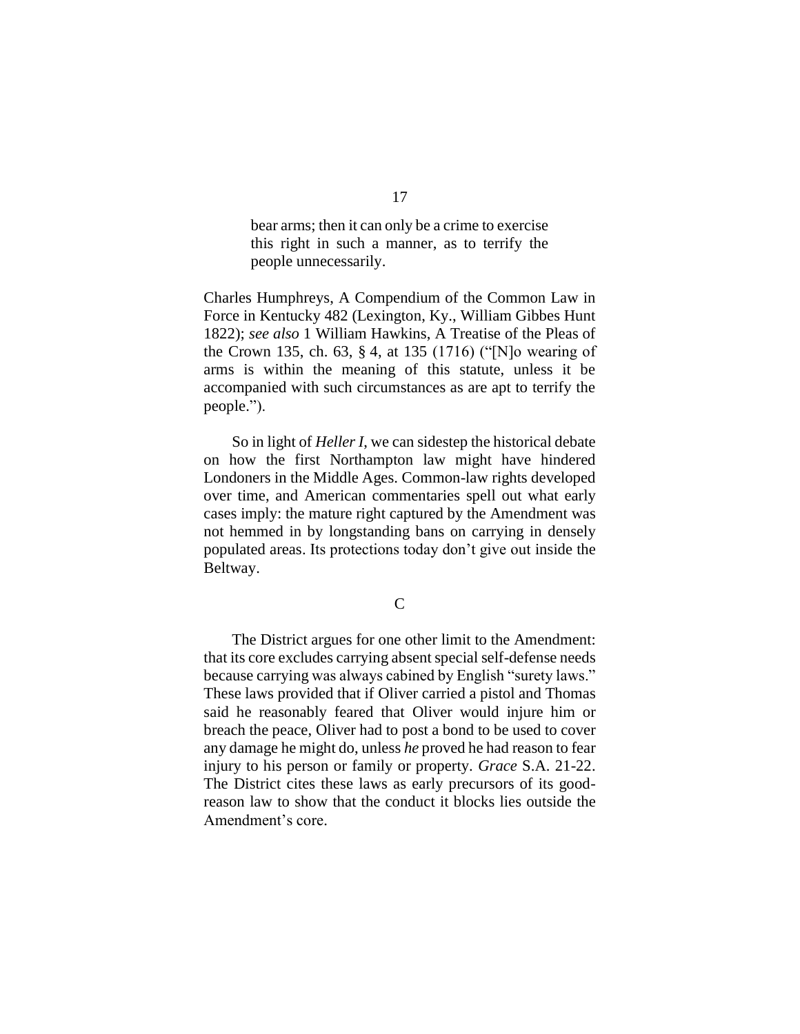> bear arms; then it can only be a crime to exercise this right in such a manner, as to terrify the people unnecessarily.

Charles Humphreys, A Compendium of the Common Law in Force in Kentucky 482 (Lexington, Ky., William Gibbes Hunt 1822); *see also* 1 William Hawkins, A Treatise of the Pleas of the Crown 135, ch. 63, § 4, at 135 (1716) ("[N]o wearing of arms is within the meaning of this statute, unless it be accompanied with such circumstances as are apt to terrify the people.").

So in light of *Heller I*, we can sidestep the historical debate on how the first Northampton law might have hindered Londoners in the Middle Ages. Common-law rights developed over time, and American commentaries spell out what early cases imply: the mature right captured by the Amendment was not hemmed in by longstanding bans on carrying in densely populated areas. Its protections today don't give out inside the Beltway.

### C

The District argues for one other limit to the Amendment: that its core excludes carrying absent special self-defense needs because carrying was always cabined by English "surety laws." These laws provided that if Oliver carried a pistol and Thomas said he reasonably feared that Oliver would injure him or breach the peace, Oliver had to post a bond to be used to cover any damage he might do, unless *he* proved he had reason to fear injury to his person or family or property. *Grace* S.A. 21-22. The District cites these laws as early precursors of its good-reason law to show that the conduct it blocks lies outside the Amendment's core.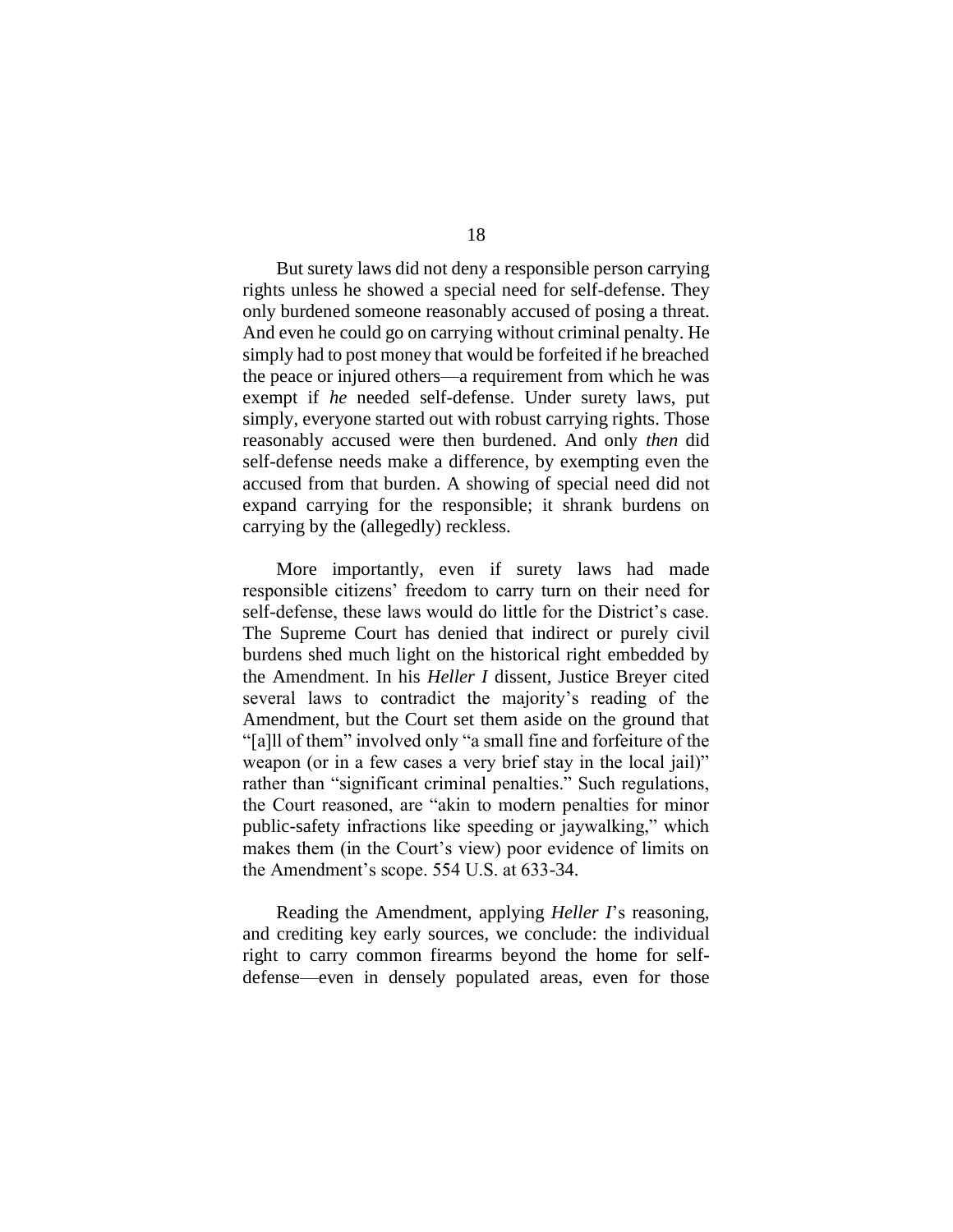But surety laws did not deny a responsible person carrying rights unless he showed a special need for self-defense. They only burdened someone reasonably accused of posing a threat. And even he could go on carrying without criminal penalty. He simply had to post money that would be forfeited if he breached the peace or injured others—a requirement from which he was exempt if *he* needed self-defense. Under surety laws, put simply, everyone started out with robust carrying rights. Those reasonably accused were then burdened. And only *then* did self-defense needs make a difference, by exempting even the accused from that burden. A showing of special need did not expand carrying for the responsible; it shrank burdens on carrying by the (allegedly) reckless.

More importantly, even if surety laws had made responsible citizens' freedom to carry turn on their need for self-defense, these laws would do little for the District's case. The Supreme Court has denied that indirect or purely civil burdens shed much light on the historical right embedded by the Amendment. In his *Heller I* dissent, Justice Breyer cited several laws to contradict the majority's reading of the Amendment, but the Court set them aside on the ground that "[a]ll of them" involved only "a small fine and forfeiture of the weapon (or in a few cases a very brief stay in the local jail)" rather than "significant criminal penalties." Such regulations, the Court reasoned, are "akin to modern penalties for minor public-safety infractions like speeding or jaywalking," which makes them (in the Court's view) poor evidence of limits on the Amendment's scope. 554 U.S. at 633-34.

Reading the Amendment, applying *Heller I*'s reasoning, and crediting key early sources, we conclude: the individual right to carry common firearms beyond the home for self-defense—even in densely populated areas, even for those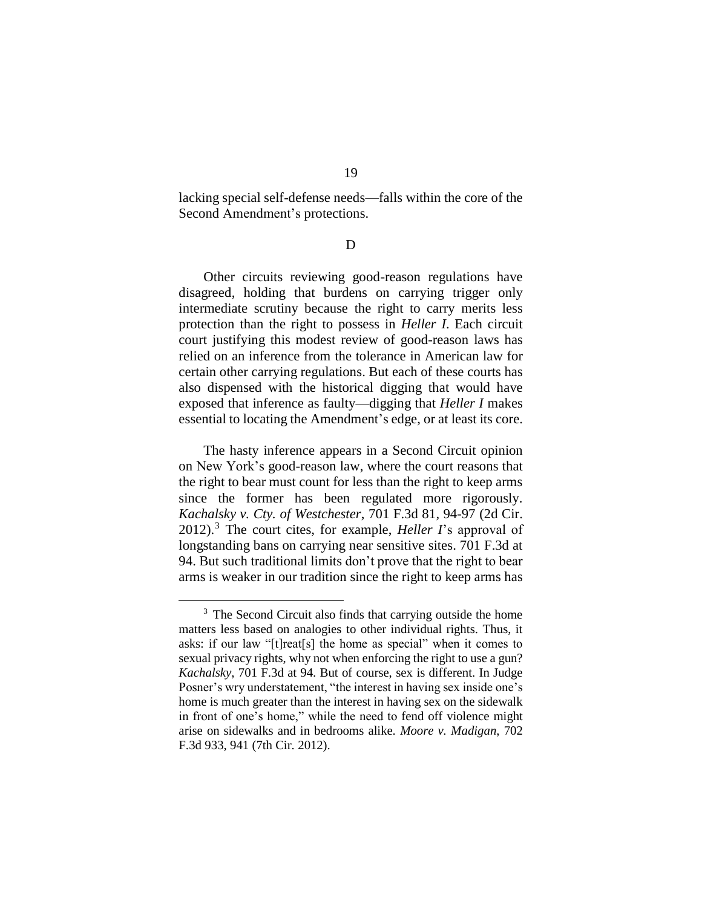lacking special self-defense needs—falls within the core of the Second Amendment's protections.

## D

Other circuits reviewing good-reason regulations have disagreed, holding that burdens on carrying trigger only intermediate scrutiny because the right to carry merits less protection than the right to possess in *Heller I*. Each circuit court justifying this modest review of good-reason laws has relied on an inference from the tolerance in American law for certain other carrying regulations. But each of these courts has also dispensed with the historical digging that would have exposed that inference as faulty—digging that *Heller I* makes essential to locating the Amendment's edge, or at least its core.

The hasty inference appears in a Second Circuit opinion on New York's good-reason law, where the court reasons that the right to bear must count for less than the right to keep arms since the former has been regulated more rigorously. *Kachalsky v. Cty. of Westchester*, 701 F.3d 81, 94-97 (2d Cir. 2012).[3] The court cites, for example, *Heller I*'s approval of longstanding bans on carrying near sensitive sites. 701 F.3d at 94. But such traditional limits don't prove that the right to bear arms is weaker in our tradition since the right to keep arms has

[3] The Second Circuit also finds that carrying outside the home matters less based on analogies to other individual rights. Thus, it asks: if our law "[t]reat[s] the home as special" when it comes to sexual privacy rights, why not when enforcing the right to use a gun? *Kachalsky*, 701 F.3d at 94. But of course, sex is different. In Judge Posner's wry understatement, "the interest in having sex inside one's home is much greater than the interest in having sex on the sidewalk in front of one's home," while the need to fend off violence might arise on sidewalks and in bedrooms alike. *Moore v. Madigan*, 702 F.3d 933, 941 (7th Cir. 2012).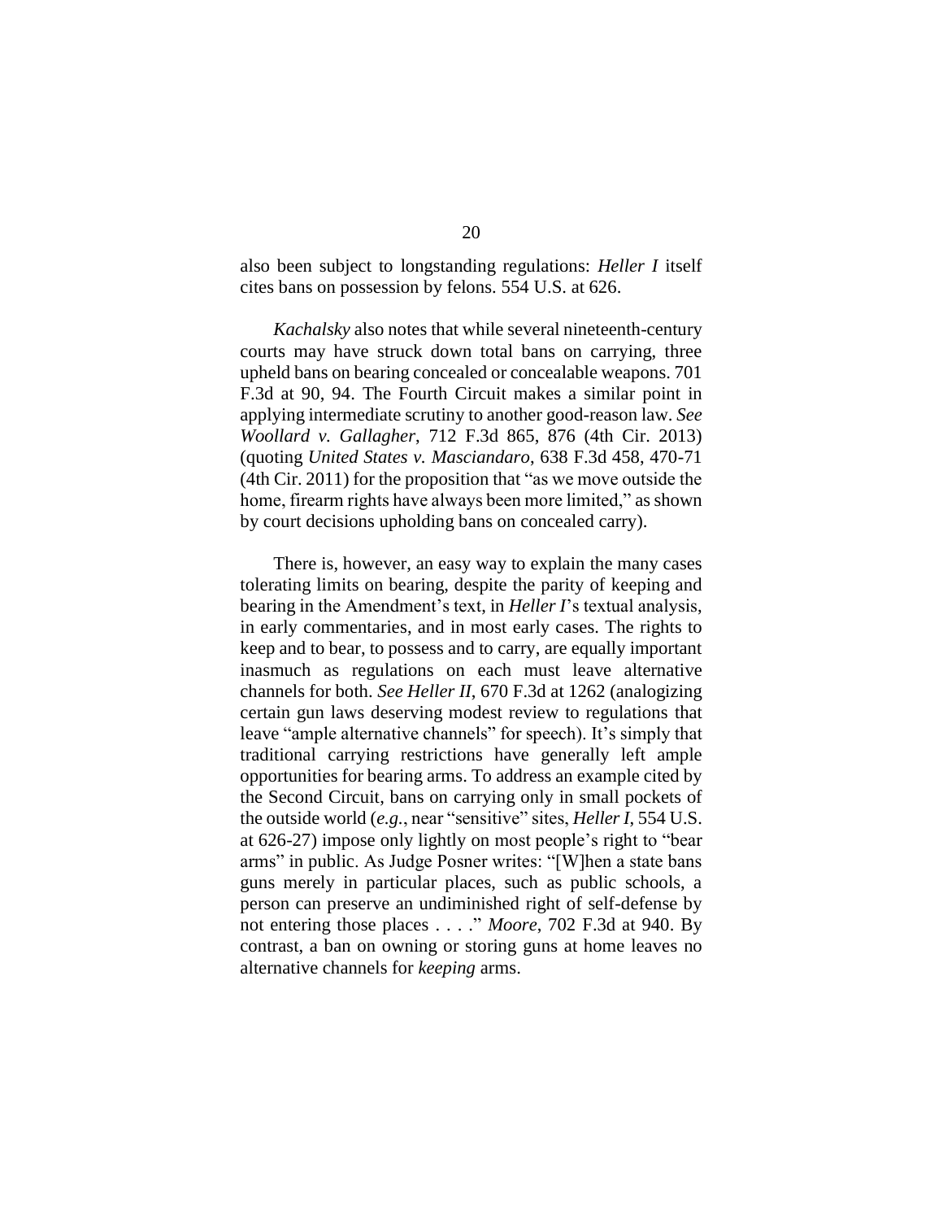also been subject to longstanding regulations: *Heller I* itself cites bans on possession by felons. 554 U.S. at 626.

*Kachalsky* also notes that while several nineteenth-century courts may have struck down total bans on carrying, three upheld bans on bearing concealed or concealable weapons. 701 F.3d at 90, 94. The Fourth Circuit makes a similar point in applying intermediate scrutiny to another good-reason law. *See Woollard v. Gallagher*, 712 F.3d 865, 876 (4th Cir. 2013) (quoting *United States v. Masciandaro*, 638 F.3d 458, 470-71 (4th Cir. 2011) for the proposition that "as we move outside the home, firearm rights have always been more limited," as shown by court decisions upholding bans on concealed carry).

There is, however, an easy way to explain the many cases tolerating limits on bearing, despite the parity of keeping and bearing in the Amendment's text, in *Heller I*'s textual analysis, in early commentaries, and in most early cases. The rights to keep and to bear, to possess and to carry, are equally important inasmuch as regulations on each must leave alternative channels for both. *See Heller II*, 670 F.3d at 1262 (analogizing certain gun laws deserving modest review to regulations that leave "ample alternative channels" for speech). It's simply that traditional carrying restrictions have generally left ample opportunities for bearing arms. To address an example cited by the Second Circuit, bans on carrying only in small pockets of the outside world (*e.g.*, near "sensitive" sites, *Heller I*, 554 U.S. at 626-27) impose only lightly on most people's right to "bear arms" in public. As Judge Posner writes: "[W]hen a state bans guns merely in particular places, such as public schools, a person can preserve an undiminished right of self-defense by not entering those places . . . ." *Moore*, 702 F.3d at 940. By contrast, a ban on owning or storing guns at home leaves no alternative channels for *keeping* arms.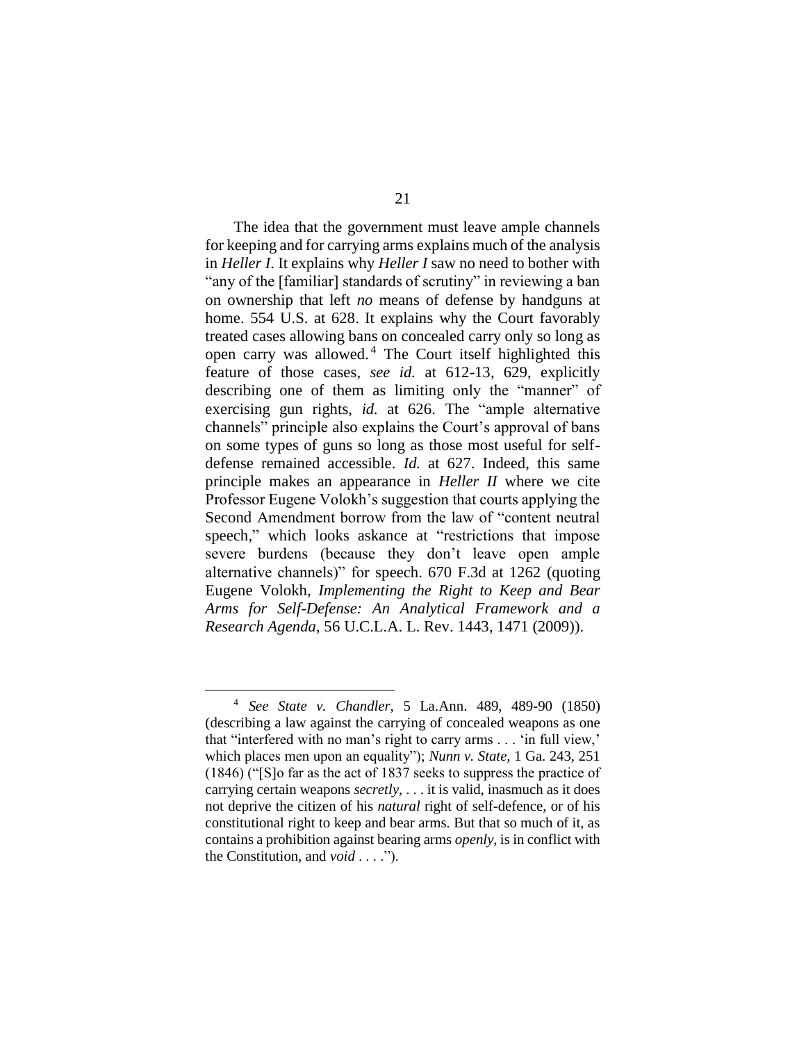The idea that the government must leave ample channels for keeping and for carrying arms explains much of the analysis in *Heller I*. It explains why *Heller I* saw no need to bother with "any of the [familiar] standards of scrutiny" in reviewing a ban on ownership that left *no* means of defense by handguns at home. 554 U.S. at 628. It explains why the Court favorably treated cases allowing bans on concealed carry only so long as open carry was allowed.[4] The Court itself highlighted this feature of those cases, *see id.* at 612-13, 629, explicitly describing one of them as limiting only the "manner" of exercising gun rights, *id.* at 626. The "ample alternative channels" principle also explains the Court's approval of bans on some types of guns so long as those most useful for self-defense remained accessible. *Id.* at 627. Indeed, this same principle makes an appearance in *Heller II* where we cite Professor Eugene Volokh's suggestion that courts applying the Second Amendment borrow from the law of "content neutral speech," which looks askance at "restrictions that impose severe burdens (because they don't leave open ample alternative channels)" for speech. 670 F.3d at 1262 (quoting Eugene Volokh, *Implementing the Right to Keep and Bear Arms for Self-Defense: An Analytical Framework and a Research Agenda*, 56 U.C.L.A. L. Rev. 1443, 1471 (2009)).

---

[4] *See State v. Chandler*, 5 La.Ann. 489, 489-90 (1850) (describing a law against the carrying of concealed weapons as one that "interfered with no man's right to carry arms . . . 'in full view,' which places men upon an equality"); *Nunn v. State*, 1 Ga. 243, 251 (1846) ("[S]o far as the act of 1837 seeks to suppress the practice of carrying certain weapons *secretly*, . . . it is valid, inasmuch as it does not deprive the citizen of his *natural* right of self-defence, or of his constitutional right to keep and bear arms. But that so much of it, as contains a prohibition against bearing arms *openly*, is in conflict with the Constitution, and *void* . . . .").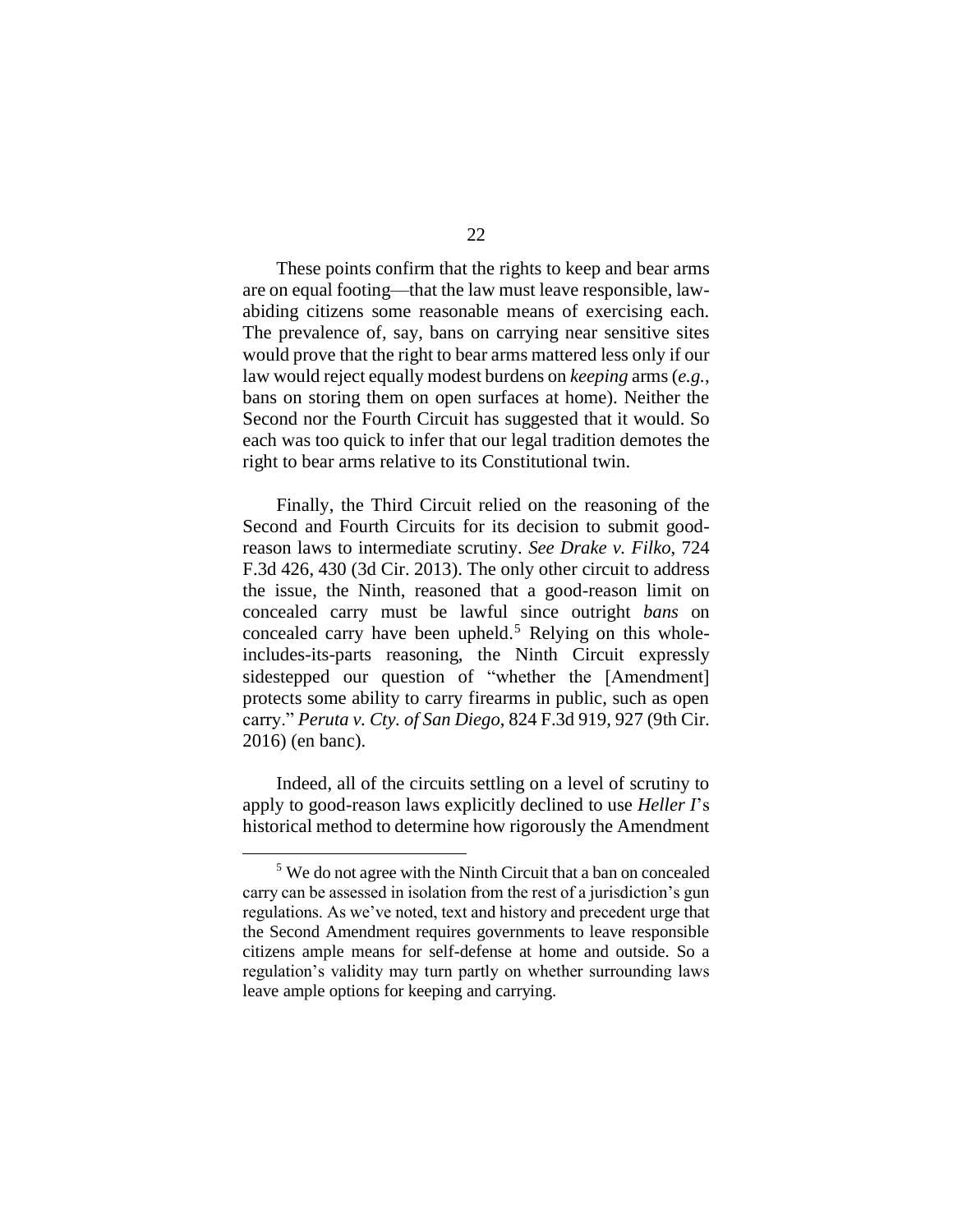These points confirm that the rights to keep and bear arms are on equal footing—that the law must leave responsible, law-abiding citizens some reasonable means of exercising each. The prevalence of, say, bans on carrying near sensitive sites would prove that the right to bear arms mattered less only if our law would reject equally modest burdens on *keeping* arms (*e.g.*, bans on storing them on open surfaces at home). Neither the Second nor the Fourth Circuit has suggested that it would. So each was too quick to infer that our legal tradition demotes the right to bear arms relative to its Constitutional twin.

Finally, the Third Circuit relied on the reasoning of the Second and Fourth Circuits for its decision to submit good-reason laws to intermediate scrutiny. *See Drake v. Filko*, 724 F.3d 426, 430 (3d Cir. 2013). The only other circuit to address the issue, the Ninth, reasoned that a good-reason limit on concealed carry must be lawful since outright *bans* on concealed carry have been upheld.[5] Relying on this whole-includes-its-parts reasoning, the Ninth Circuit expressly sidestepped our question of "whether the [Amendment] protects some ability to carry firearms in public, such as open carry." *Peruta v. Cty. of San Diego*, 824 F.3d 919, 927 (9th Cir. 2016) (en banc).

Indeed, all of the circuits settling on a level of scrutiny to apply to good-reason laws explicitly declined to use *Heller I*'s historical method to determine how rigorously the Amendment

[5] We do not agree with the Ninth Circuit that a ban on concealed carry can be assessed in isolation from the rest of a jurisdiction's gun regulations. As we've noted, text and history and precedent urge that the Second Amendment requires governments to leave responsible citizens ample means for self-defense at home and outside. So a regulation's validity may turn partly on whether surrounding laws leave ample options for keeping and carrying.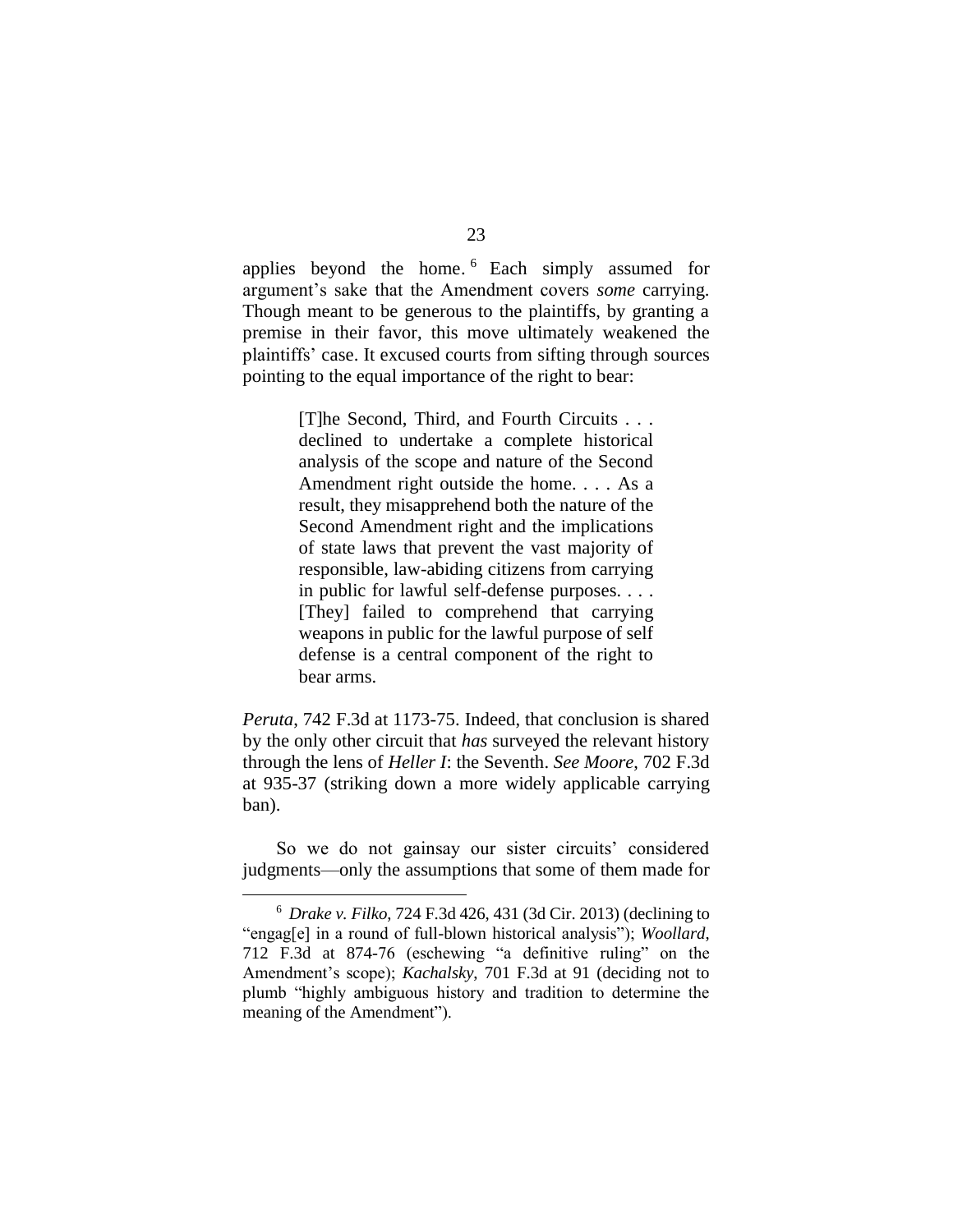applies beyond the home.[6] Each simply assumed for argument's sake that the Amendment covers *some* carrying. Though meant to be generous to the plaintiffs, by granting a premise in their favor, this move ultimately weakened the plaintiffs' case. It excused courts from sifting through sources pointing to the equal importance of the right to bear:

> [T]he Second, Third, and Fourth Circuits . . . declined to undertake a complete historical analysis of the scope and nature of the Second Amendment right outside the home. . . . As a result, they misapprehend both the nature of the Second Amendment right and the implications of state laws that prevent the vast majority of responsible, law-abiding citizens from carrying in public for lawful self-defense purposes. . . . [They] failed to comprehend that carrying weapons in public for the lawful purpose of self defense is a central component of the right to bear arms.

*Peruta*, 742 F.3d at 1173-75. Indeed, that conclusion is shared by the only other circuit that *has* surveyed the relevant history through the lens of *Heller I*: the Seventh. *See Moore*, 702 F.3d at 935-37 (striking down a more widely applicable carrying ban).

So we do not gainsay our sister circuits' considered judgments—only the assumptions that some of them made for

[6] *Drake v. Filko*, 724 F.3d 426, 431 (3d Cir. 2013) (declining to "engag[e] in a round of full-blown historical analysis"); *Woollard*, 712 F.3d at 874-76 (eschewing "a definitive ruling" on the Amendment's scope); *Kachalsky*, 701 F.3d at 91 (deciding not to plumb "highly ambiguous history and tradition to determine the meaning of the Amendment").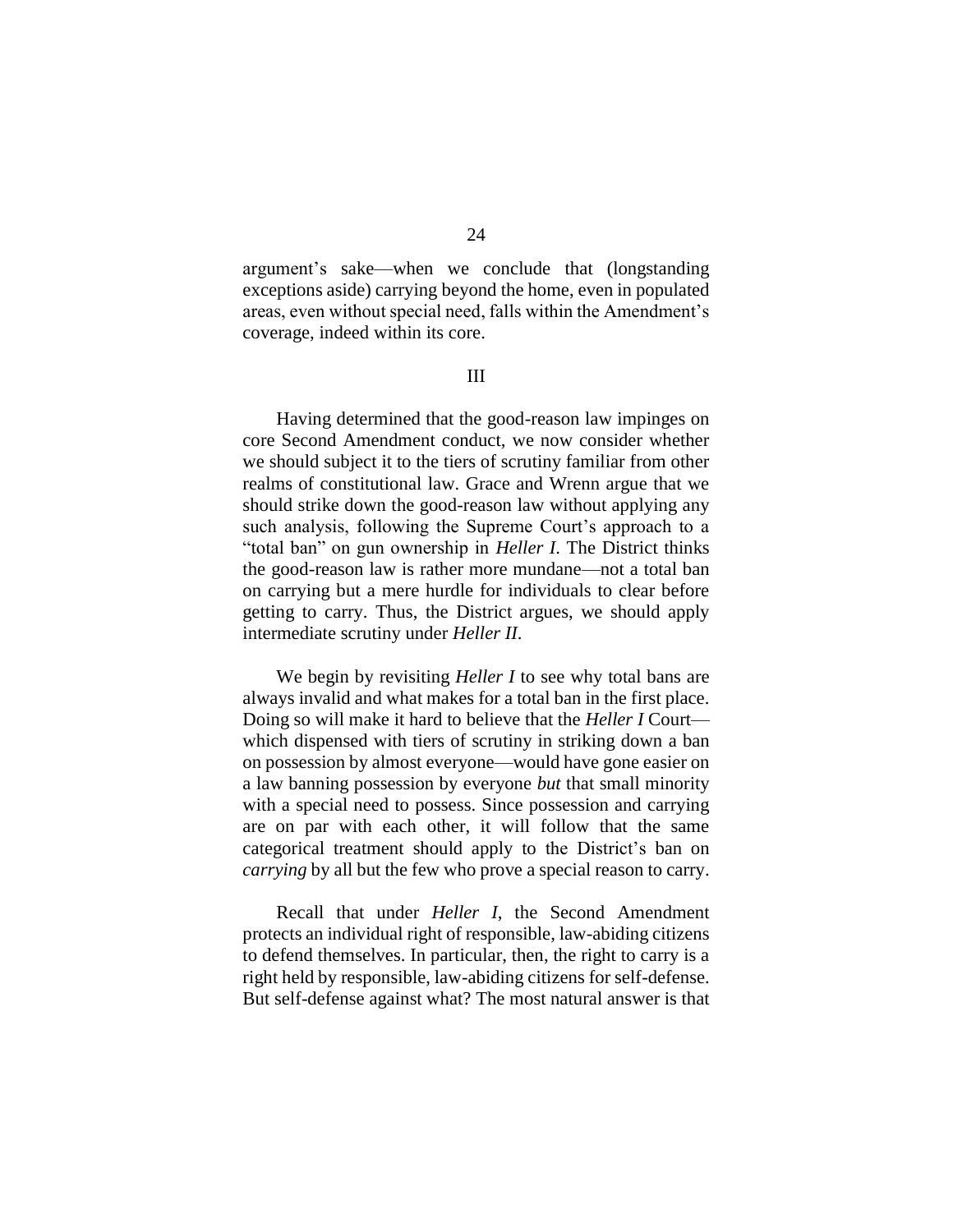argument's sake—when we conclude that (longstanding exceptions aside) carrying beyond the home, even in populated areas, even without special need, falls within the Amendment's coverage, indeed within its core.

## III

Having determined that the good-reason law impinges on core Second Amendment conduct, we now consider whether we should subject it to the tiers of scrutiny familiar from other realms of constitutional law. Grace and Wrenn argue that we should strike down the good-reason law without applying any such analysis, following the Supreme Court's approach to a "total ban" on gun ownership in *Heller I*. The District thinks the good-reason law is rather more mundane—not a total ban on carrying but a mere hurdle for individuals to clear before getting to carry. Thus, the District argues, we should apply intermediate scrutiny under *Heller II*.

We begin by revisiting *Heller I* to see why total bans are always invalid and what makes for a total ban in the first place. Doing so will make it hard to believe that the *Heller I* Court—which dispensed with tiers of scrutiny in striking down a ban on possession by almost everyone—would have gone easier on a law banning possession by everyone *but* that small minority with a special need to possess. Since possession and carrying are on par with each other, it will follow that the same categorical treatment should apply to the District's ban on *carrying* by all but the few who prove a special reason to carry.

Recall that under *Heller I*, the Second Amendment protects an individual right of responsible, law-abiding citizens to defend themselves. In particular, then, the right to carry is a right held by responsible, law-abiding citizens for self-defense. But self-defense against what? The most natural answer is that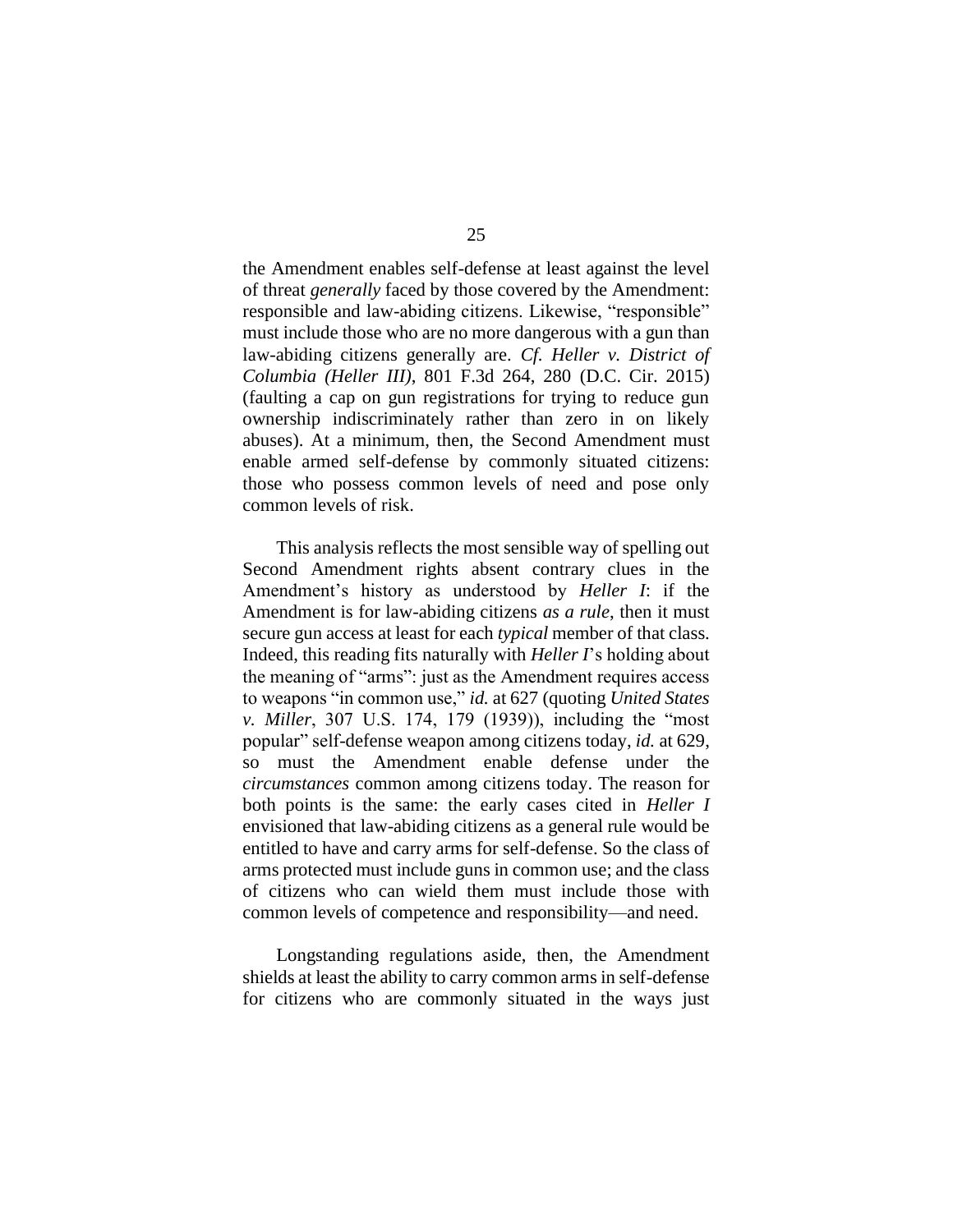the Amendment enables self-defense at least against the level of threat *generally* faced by those covered by the Amendment: responsible and law-abiding citizens. Likewise, "responsible" must include those who are no more dangerous with a gun than law-abiding citizens generally are. *Cf. Heller v. District of Columbia (Heller III)*, 801 F.3d 264, 280 (D.C. Cir. 2015) (faulting a cap on gun registrations for trying to reduce gun ownership indiscriminately rather than zero in on likely abuses). At a minimum, then, the Second Amendment must enable armed self-defense by commonly situated citizens: those who possess common levels of need and pose only common levels of risk.

This analysis reflects the most sensible way of spelling out Second Amendment rights absent contrary clues in the Amendment's history as understood by *Heller I*: if the Amendment is for law-abiding citizens *as a rule*, then it must secure gun access at least for each *typical* member of that class. Indeed, this reading fits naturally with *Heller I*'s holding about the meaning of "arms": just as the Amendment requires access to weapons "in common use," *id.* at 627 (quoting *United States v. Miller*, 307 U.S. 174, 179 (1939)), including the "most popular" self-defense weapon among citizens today, *id.* at 629, so must the Amendment enable defense under the *circumstances* common among citizens today. The reason for both points is the same: the early cases cited in *Heller I* envisioned that law-abiding citizens as a general rule would be entitled to have and carry arms for self-defense. So the class of arms protected must include guns in common use; and the class of citizens who can wield them must include those with common levels of competence and responsibility—and need.

Longstanding regulations aside, then, the Amendment shields at least the ability to carry common arms in self-defense for citizens who are commonly situated in the ways just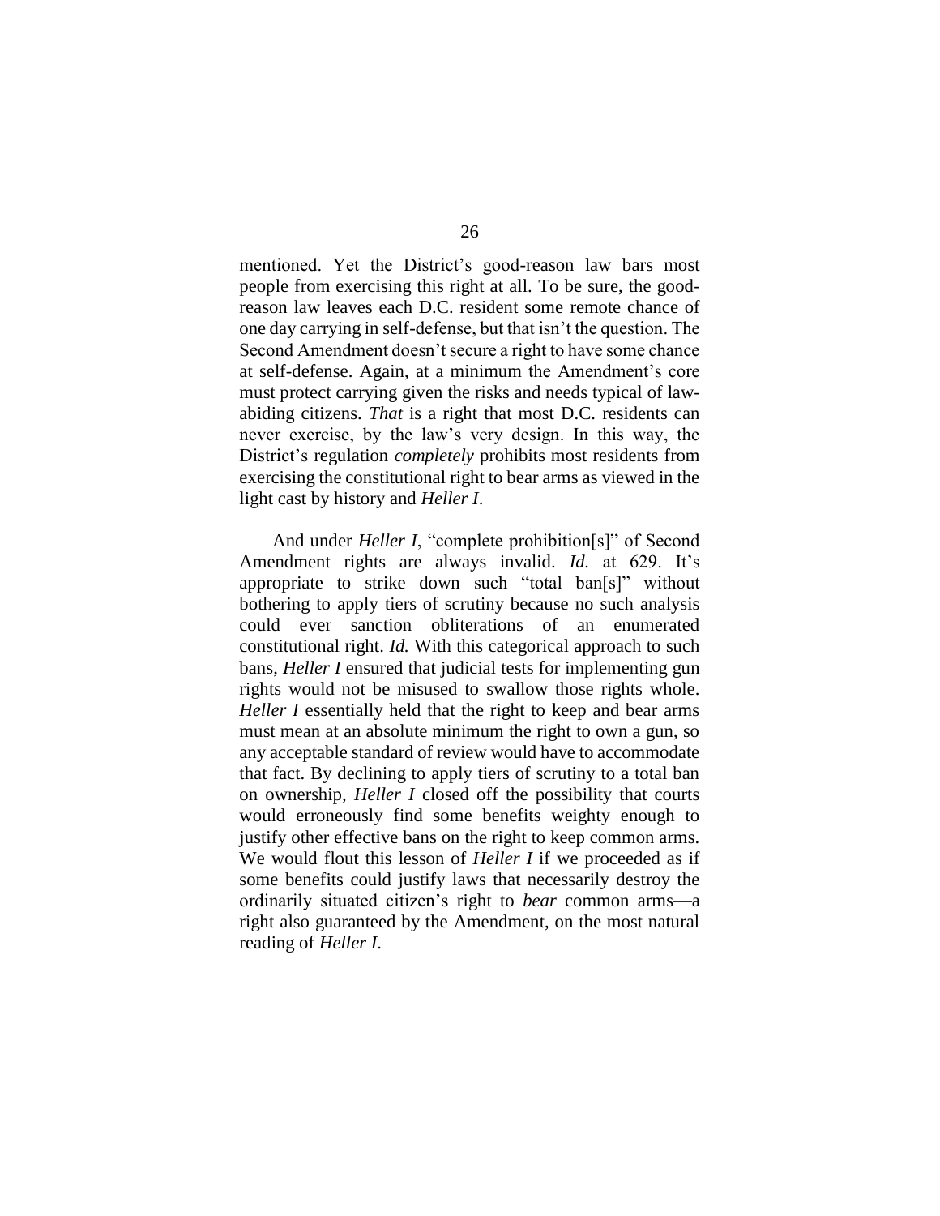mentioned. Yet the District's good-reason law bars most people from exercising this right at all. To be sure, the good-reason law leaves each D.C. resident some remote chance of one day carrying in self-defense, but that isn't the question. The Second Amendment doesn't secure a right to have some chance at self-defense. Again, at a minimum the Amendment's core must protect carrying given the risks and needs typical of law-abiding citizens. *That* is a right that most D.C. residents can never exercise, by the law's very design. In this way, the District's regulation *completely* prohibits most residents from exercising the constitutional right to bear arms as viewed in the light cast by history and *Heller I*.

And under *Heller I*, "complete prohibition[s]" of Second Amendment rights are always invalid. *Id.* at 629. It's appropriate to strike down such "total ban[s]" without bothering to apply tiers of scrutiny because no such analysis could ever sanction obliterations of an enumerated constitutional right. *Id.* With this categorical approach to such bans, *Heller I* ensured that judicial tests for implementing gun rights would not be misused to swallow those rights whole. *Heller I* essentially held that the right to keep and bear arms must mean at an absolute minimum the right to own a gun, so any acceptable standard of review would have to accommodate that fact. By declining to apply tiers of scrutiny to a total ban on ownership, *Heller I* closed off the possibility that courts would erroneously find some benefits weighty enough to justify other effective bans on the right to keep common arms. We would flout this lesson of *Heller I* if we proceeded as if some benefits could justify laws that necessarily destroy the ordinarily situated citizen's right to *bear* common arms—a right also guaranteed by the Amendment, on the most natural reading of *Heller I*.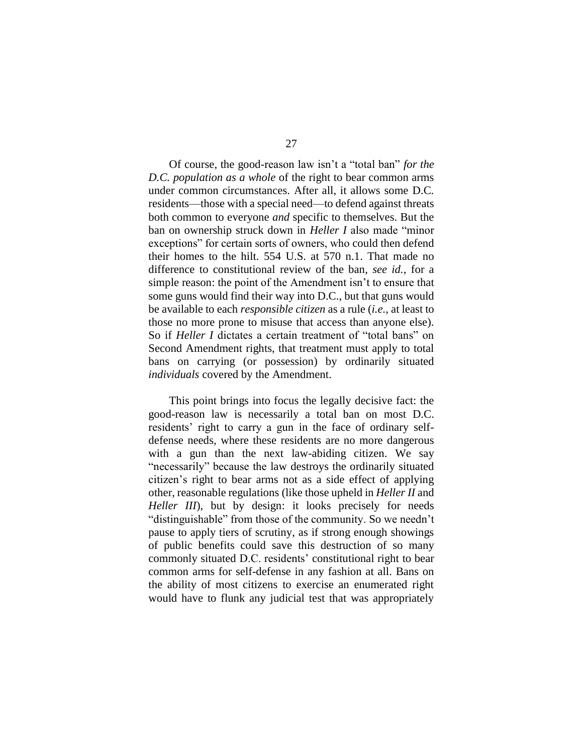Of course, the good-reason law isn't a "total ban" *for the D.C. population as a whole* of the right to bear common arms under common circumstances. After all, it allows some D.C. residents—those with a special need—to defend against threats both common to everyone *and* specific to themselves. But the ban on ownership struck down in *Heller I* also made "minor exceptions" for certain sorts of owners, who could then defend their homes to the hilt. 554 U.S. at 570 n.1. That made no difference to constitutional review of the ban, *see id.*, for a simple reason: the point of the Amendment isn't to ensure that some guns would find their way into D.C., but that guns would be available to each *responsible citizen* as a rule (*i.e.*, at least to those no more prone to misuse that access than anyone else). So if *Heller I* dictates a certain treatment of "total bans" on Second Amendment rights, that treatment must apply to total bans on carrying (or possession) by ordinarily situated *individuals* covered by the Amendment.

This point brings into focus the legally decisive fact: the good-reason law is necessarily a total ban on most D.C. residents' right to carry a gun in the face of ordinary self-defense needs, where these residents are no more dangerous with a gun than the next law-abiding citizen. We say "necessarily" because the law destroys the ordinarily situated citizen's right to bear arms not as a side effect of applying other, reasonable regulations (like those upheld in *Heller II* and *Heller III*), but by design: it looks precisely for needs "distinguishable" from those of the community. So we needn't pause to apply tiers of scrutiny, as if strong enough showings of public benefits could save this destruction of so many commonly situated D.C. residents' constitutional right to bear common arms for self-defense in any fashion at all. Bans on the ability of most citizens to exercise an enumerated right would have to flunk any judicial test that was appropriately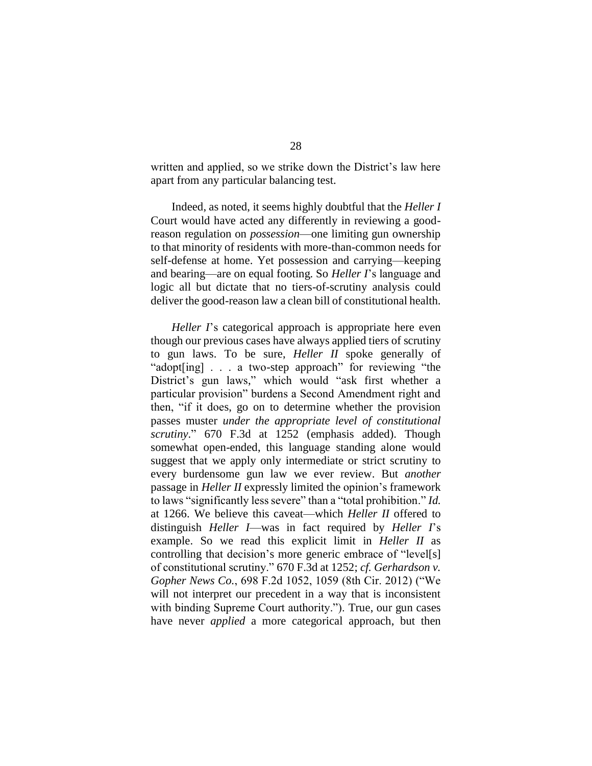written and applied, so we strike down the District's law here apart from any particular balancing test.

Indeed, as noted, it seems highly doubtful that the *Heller I* Court would have acted any differently in reviewing a good-reason regulation on *possession*—one limiting gun ownership to that minority of residents with more-than-common needs for self-defense at home. Yet possession and carrying—keeping and bearing—are on equal footing. So *Heller I*'s language and logic all but dictate that no tiers-of-scrutiny analysis could deliver the good-reason law a clean bill of constitutional health.

*Heller I*'s categorical approach is appropriate here even though our previous cases have always applied tiers of scrutiny to gun laws. To be sure, *Heller II* spoke generally of "adopt[ing] . . . a two-step approach" for reviewing "the District's gun laws," which would "ask first whether a particular provision" burdens a Second Amendment right and then, "if it does, go on to determine whether the provision passes muster *under the appropriate level of constitutional scrutiny*." 670 F.3d at 1252 (emphasis added). Though somewhat open-ended, this language standing alone would suggest that we apply only intermediate or strict scrutiny to every burdensome gun law we ever review. But *another* passage in *Heller II* expressly limited the opinion's framework to laws "significantly less severe" than a "total prohibition." *Id.* at 1266. We believe this caveat—which *Heller II* offered to distinguish *Heller I*—was in fact required by *Heller I*'s example. So we read this explicit limit in *Heller II* as controlling that decision's more generic embrace of "level[s] of constitutional scrutiny." 670 F.3d at 1252; *cf. Gerhardson v. Gopher News Co.*, 698 F.2d 1052, 1059 (8th Cir. 2012) ("We will not interpret our precedent in a way that is inconsistent with binding Supreme Court authority."). True, our gun cases have never *applied* a more categorical approach, but then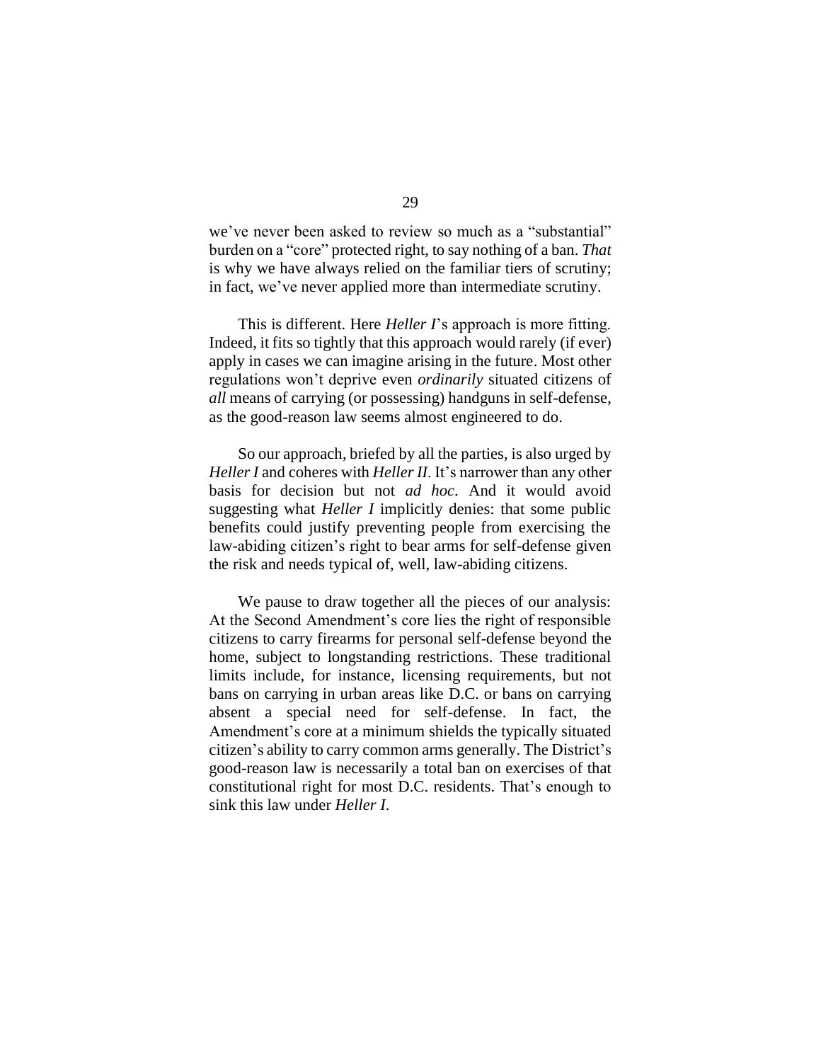we've never been asked to review so much as a "substantial" burden on a "core" protected right, to say nothing of a ban. *That* is why we have always relied on the familiar tiers of scrutiny; in fact, we've never applied more than intermediate scrutiny.

This is different. Here *Heller I*'s approach is more fitting. Indeed, it fits so tightly that this approach would rarely (if ever) apply in cases we can imagine arising in the future. Most other regulations won't deprive even *ordinarily* situated citizens of *all* means of carrying (or possessing) handguns in self-defense, as the good-reason law seems almost engineered to do.

So our approach, briefed by all the parties, is also urged by *Heller I* and coheres with *Heller II*. It's narrower than any other basis for decision but not *ad hoc*. And it would avoid suggesting what *Heller I* implicitly denies: that some public benefits could justify preventing people from exercising the law-abiding citizen's right to bear arms for self-defense given the risk and needs typical of, well, law-abiding citizens.

We pause to draw together all the pieces of our analysis: At the Second Amendment's core lies the right of responsible citizens to carry firearms for personal self-defense beyond the home, subject to longstanding restrictions. These traditional limits include, for instance, licensing requirements, but not bans on carrying in urban areas like D.C. or bans on carrying absent a special need for self-defense. In fact, the Amendment's core at a minimum shields the typically situated citizen's ability to carry common arms generally. The District's good-reason law is necessarily a total ban on exercises of that constitutional right for most D.C. residents. That's enough to sink this law under *Heller I*.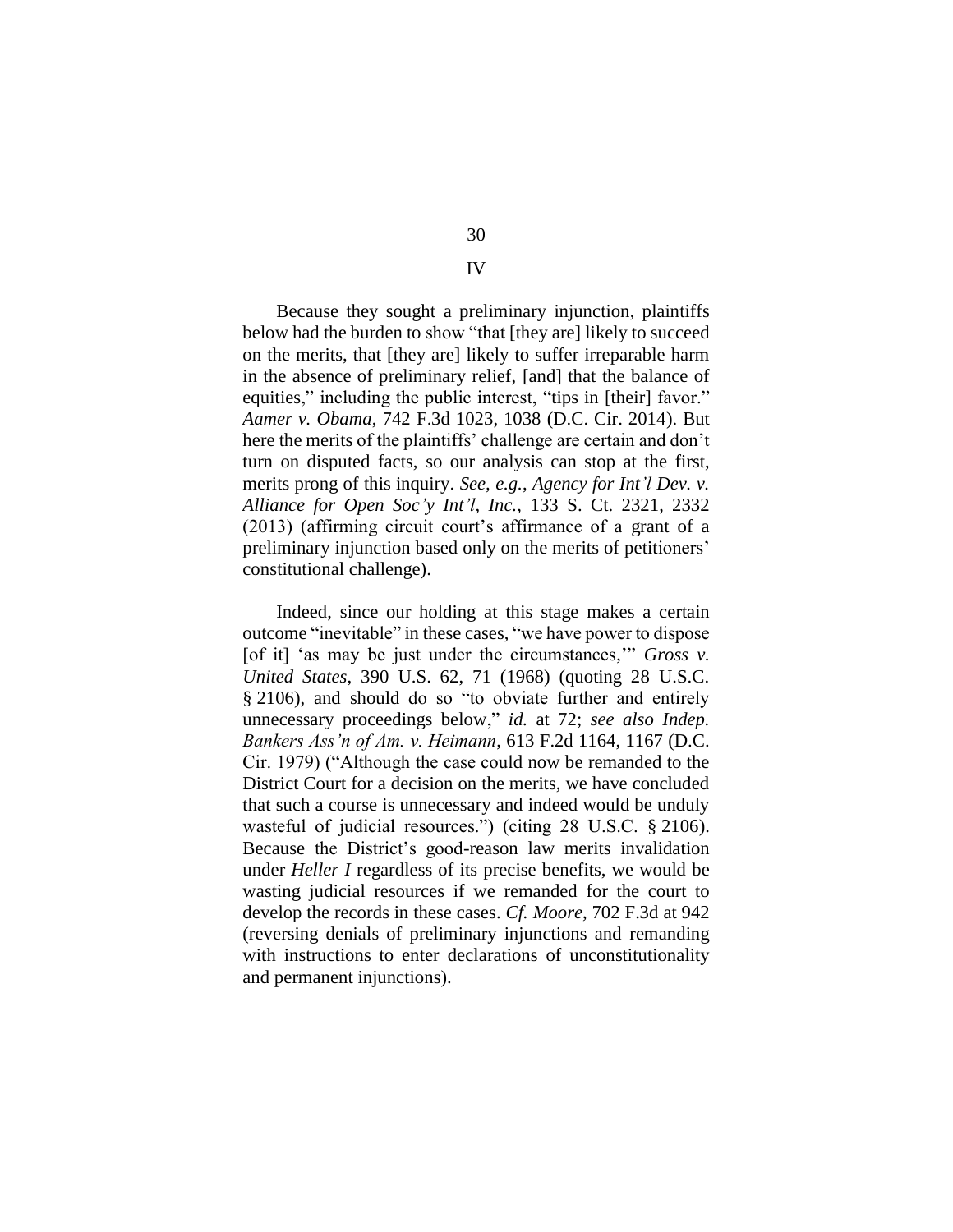## IV

Because they sought a preliminary injunction, plaintiffs below had the burden to show "that [they are] likely to succeed on the merits, that [they are] likely to suffer irreparable harm in the absence of preliminary relief, [and] that the balance of equities," including the public interest, "tips in [their] favor." *Aamer v. Obama*, 742 F.3d 1023, 1038 (D.C. Cir. 2014). But here the merits of the plaintiffs' challenge are certain and don't turn on disputed facts, so our analysis can stop at the first, merits prong of this inquiry. *See, e.g.*, *Agency for Int'l Dev. v. Alliance for Open Soc'y Int'l, Inc.*, 133 S. Ct. 2321, 2332 (2013) (affirming circuit court's affirmance of a grant of a preliminary injunction based only on the merits of petitioners' constitutional challenge).

Indeed, since our holding at this stage makes a certain outcome "inevitable" in these cases, "we have power to dispose [of it] 'as may be just under the circumstances,'" *Gross v. United States*, 390 U.S. 62, 71 (1968) (quoting 28 U.S.C. § 2106), and should do so "to obviate further and entirely unnecessary proceedings below," *id.* at 72; *see also Indep. Bankers Ass'n of Am. v. Heimann*, 613 F.2d 1164, 1167 (D.C. Cir. 1979) ("Although the case could now be remanded to the District Court for a decision on the merits, we have concluded that such a course is unnecessary and indeed would be unduly wasteful of judicial resources.") (citing 28 U.S.C. § 2106). Because the District's good-reason law merits invalidation under *Heller I* regardless of its precise benefits, we would be wasting judicial resources if we remanded for the court to develop the records in these cases. *Cf. Moore*, 702 F.3d at 942 (reversing denials of preliminary injunctions and remanding with instructions to enter declarations of unconstitutionality and permanent injunctions).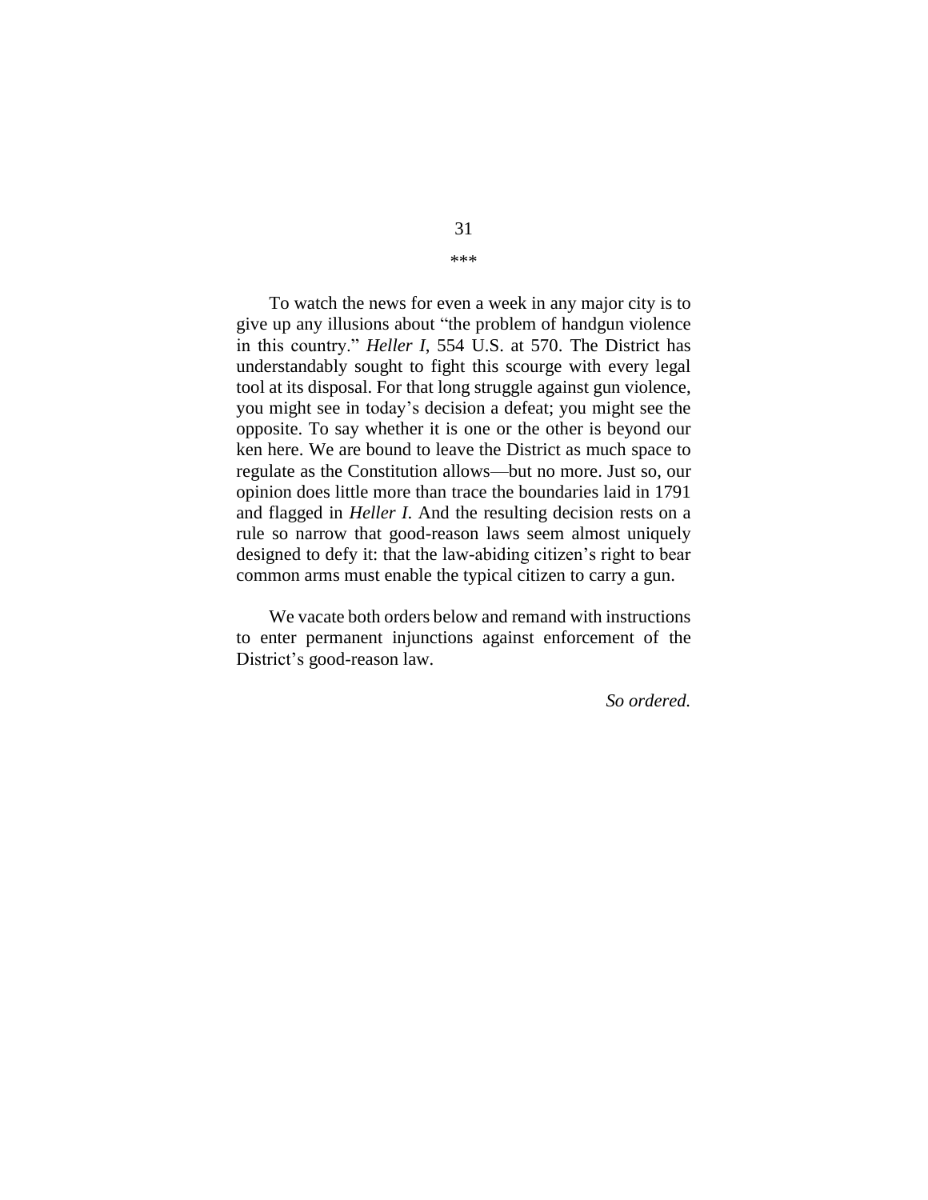\*\*\*

To watch the news for even a week in any major city is to give up any illusions about "the problem of handgun violence in this country." *Heller I*, 554 U.S. at 570. The District has understandably sought to fight this scourge with every legal tool at its disposal. For that long struggle against gun violence, you might see in today's decision a defeat; you might see the opposite. To say whether it is one or the other is beyond our ken here. We are bound to leave the District as much space to regulate as the Constitution allows—but no more. Just so, our opinion does little more than trace the boundaries laid in 1791 and flagged in *Heller I*. And the resulting decision rests on a rule so narrow that good-reason laws seem almost uniquely designed to defy it: that the law-abiding citizen's right to bear common arms must enable the typical citizen to carry a gun.

We vacate both orders below and remand with instructions to enter permanent injunctions against enforcement of the District's good-reason law.

*So ordered.*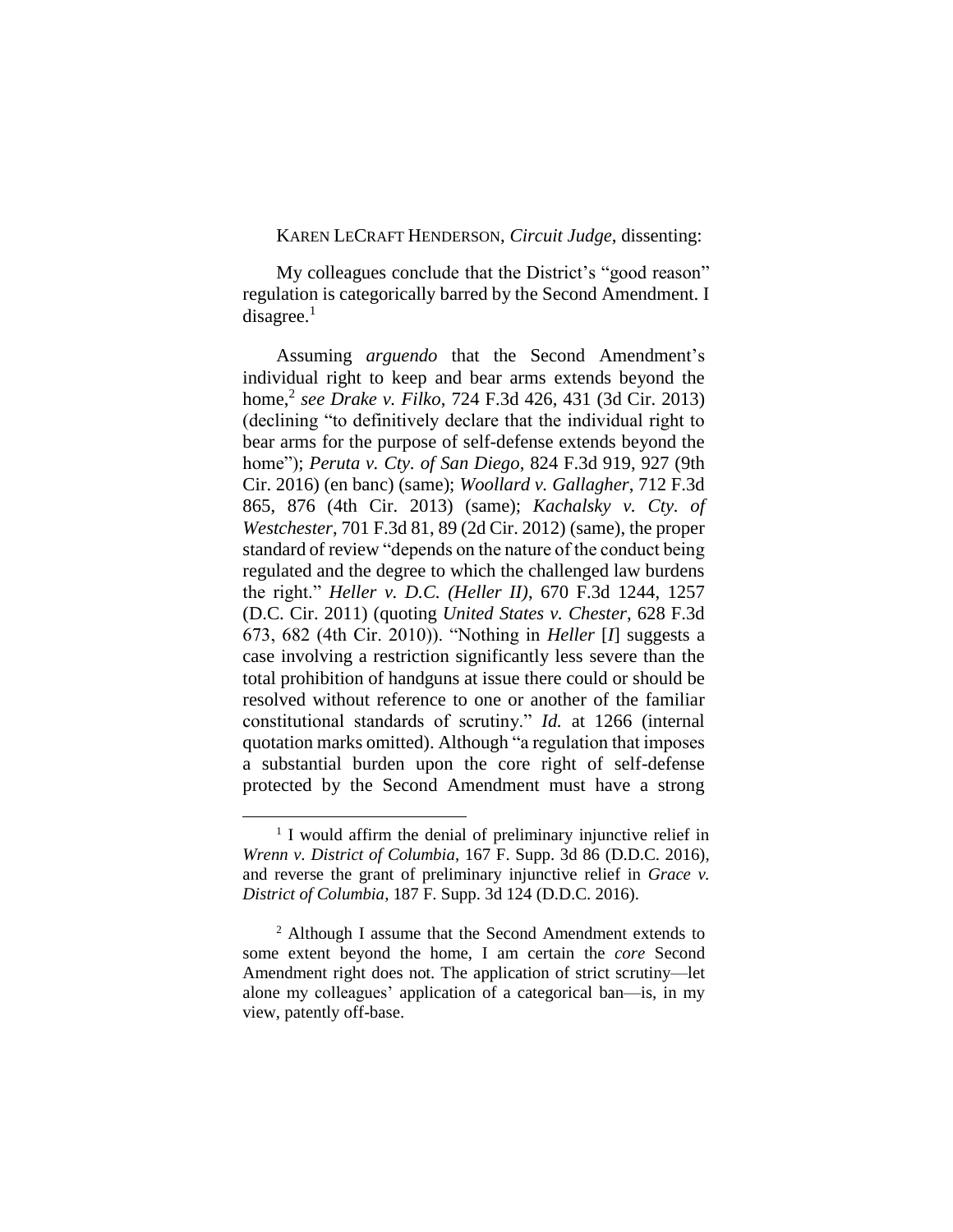KAREN LECRAFT HENDERSON, *Circuit Judge*, dissenting:

My colleagues conclude that the District's "good reason" regulation is categorically barred by the Second Amendment. I disagree.[1]

Assuming *arguendo* that the Second Amendment's individual right to keep and bear arms extends beyond the home,[2] *see Drake v. Filko*, 724 F.3d 426, 431 (3d Cir. 2013) (declining "to definitively declare that the individual right to bear arms for the purpose of self-defense extends beyond the home"); *Peruta v. Cty. of San Diego*, 824 F.3d 919, 927 (9th Cir. 2016) (en banc) (same); *Woollard v. Gallagher*, 712 F.3d 865, 876 (4th Cir. 2013) (same); *Kachalsky v. Cty. of Westchester*, 701 F.3d 81, 89 (2d Cir. 2012) (same), the proper standard of review "depends on the nature of the conduct being regulated and the degree to which the challenged law burdens the right." *Heller v. D.C. (Heller II)*, 670 F.3d 1244, 1257 (D.C. Cir. 2011) (quoting *United States v. Chester*, 628 F.3d 673, 682 (4th Cir. 2010)). "Nothing in *Heller* [*I*] suggests a case involving a restriction significantly less severe than the total prohibition of handguns at issue there could or should be resolved without reference to one or another of the familiar constitutional standards of scrutiny." *Id.* at 1266 (internal quotation marks omitted). Although "a regulation that imposes a substantial burden upon the core right of self-defense protected by the Second Amendment must have a strong

[1] I would affirm the denial of preliminary injunctive relief in *Wrenn v. District of Columbia*, 167 F. Supp. 3d 86 (D.D.C. 2016), and reverse the grant of preliminary injunctive relief in *Grace v. District of Columbia*, 187 F. Supp. 3d 124 (D.D.C. 2016).

[2] Although I assume that the Second Amendment extends to some extent beyond the home, I am certain the *core* Second Amendment right does not. The application of strict scrutiny—let alone my colleagues' application of a categorical ban—is, in my view, patently off-base.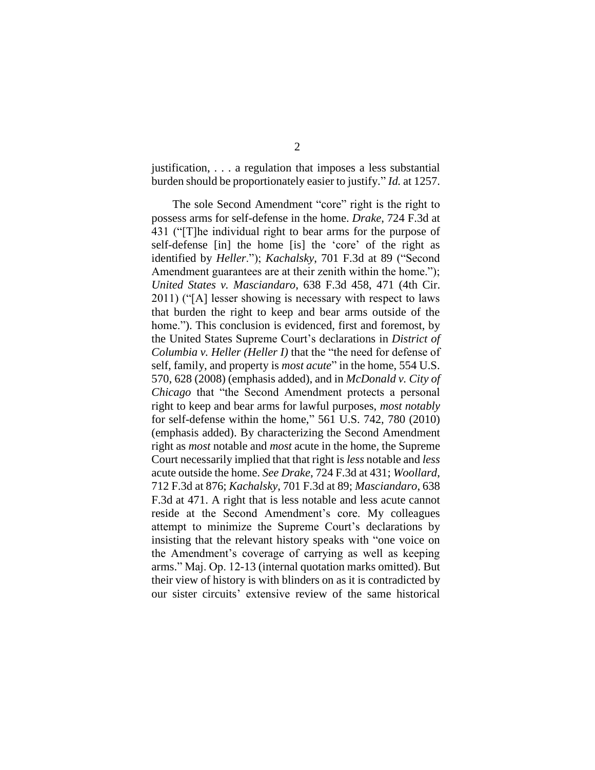justification, . . . a regulation that imposes a less substantial burden should be proportionately easier to justify." *Id.* at 1257.

The sole Second Amendment "core" right is the right to possess arms for self-defense in the home. *Drake*, 724 F.3d at 431 ("[T]he individual right to bear arms for the purpose of self-defense [in] the home [is] the 'core' of the right as identified by *Heller*."); *Kachalsky*, 701 F.3d at 89 ("Second Amendment guarantees are at their zenith within the home."); *United States v. Masciandaro*, 638 F.3d 458, 471 (4th Cir. 2011) ("[A] lesser showing is necessary with respect to laws that burden the right to keep and bear arms outside of the home."). This conclusion is evidenced, first and foremost, by the United States Supreme Court's declarations in *District of Columbia v. Heller (Heller I)* that the "the need for defense of self, family, and property is *most acute*" in the home, 554 U.S. 570, 628 (2008) (emphasis added), and in *McDonald v. City of Chicago* that "the Second Amendment protects a personal right to keep and bear arms for lawful purposes, *most notably* for self-defense within the home," 561 U.S. 742, 780 (2010) (emphasis added). By characterizing the Second Amendment right as *most* notable and *most* acute in the home, the Supreme Court necessarily implied that that right is *less* notable and *less* acute outside the home. *See Drake*, 724 F.3d at 431; *Woollard*, 712 F.3d at 876; *Kachalsky*, 701 F.3d at 89; *Masciandaro*, 638 F.3d at 471. A right that is less notable and less acute cannot reside at the Second Amendment's core. My colleagues attempt to minimize the Supreme Court's declarations by insisting that the relevant history speaks with "one voice on the Amendment's coverage of carrying as well as keeping arms." Maj. Op. 12-13 (internal quotation marks omitted). But their view of history is with blinders on as it is contradicted by our sister circuits' extensive review of the same historical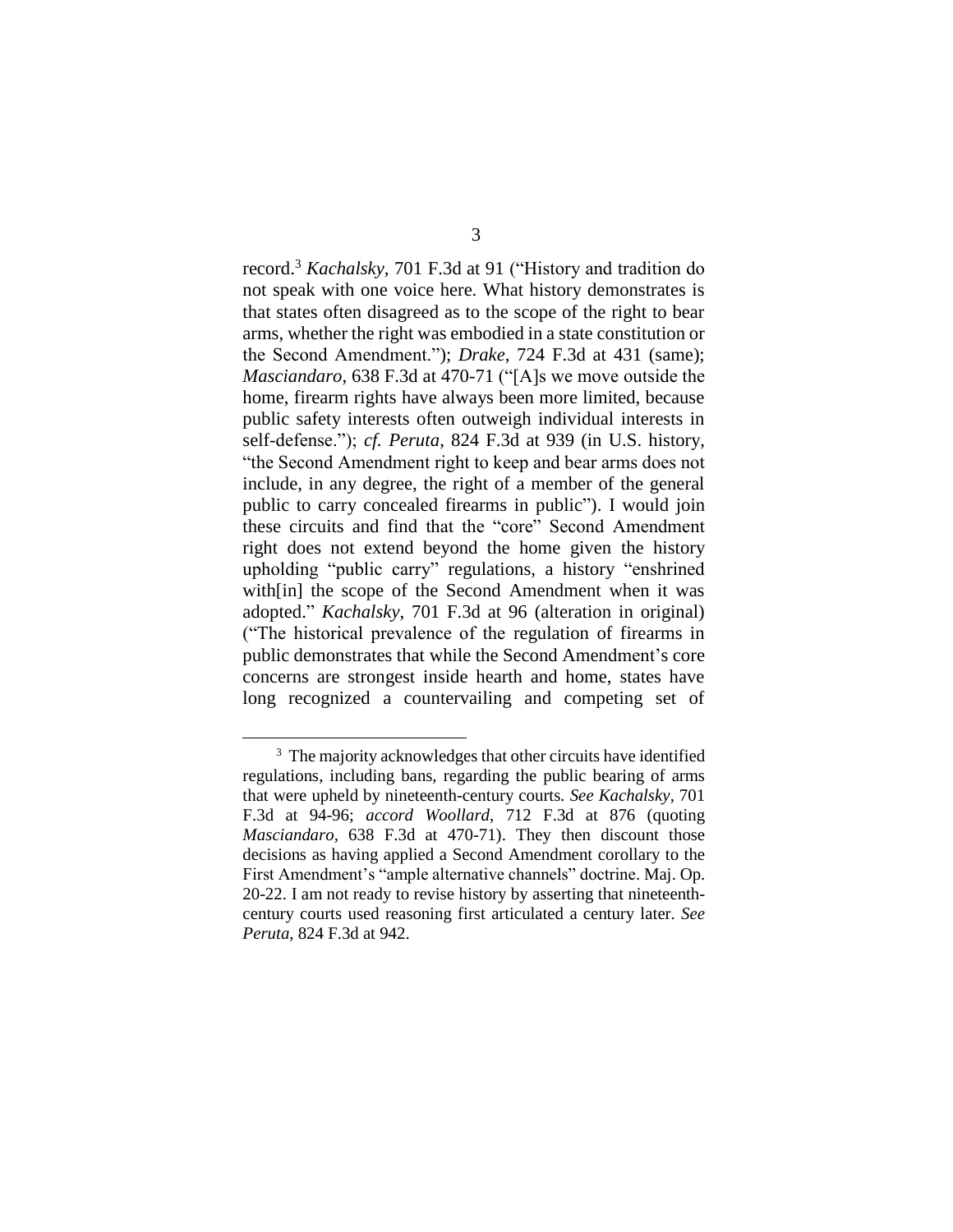record.[3] *Kachalsky*, 701 F.3d at 91 ("History and tradition do not speak with one voice here. What history demonstrates is that states often disagreed as to the scope of the right to bear arms, whether the right was embodied in a state constitution or the Second Amendment."); *Drake*, 724 F.3d at 431 (same); *Masciandaro*, 638 F.3d at 470-71 ("[A]s we move outside the home, firearm rights have always been more limited, because public safety interests often outweigh individual interests in self-defense."); *cf. Peruta*, 824 F.3d at 939 (in U.S. history, "the Second Amendment right to keep and bear arms does not include, in any degree, the right of a member of the general public to carry concealed firearms in public"). I would join these circuits and find that the "core" Second Amendment right does not extend beyond the home given the history upholding "public carry" regulations, a history "enshrined with[in] the scope of the Second Amendment when it was adopted." *Kachalsky*, 701 F.3d at 96 (alteration in original) ("The historical prevalence of the regulation of firearms in public demonstrates that while the Second Amendment's core concerns are strongest inside hearth and home, states have long recognized a countervailing and competing set of

[3] The majority acknowledges that other circuits have identified regulations, including bans, regarding the public bearing of arms that were upheld by nineteenth-century courts. *See Kachalsky*, 701 F.3d at 94-96; *accord Woollard*, 712 F.3d at 876 (quoting *Masciandaro*, 638 F.3d at 470-71). They then discount those decisions as having applied a Second Amendment corollary to the First Amendment's "ample alternative channels" doctrine. Maj. Op. 20-22. I am not ready to revise history by asserting that nineteenth-century courts used reasoning first articulated a century later. *See Peruta*, 824 F.3d at 942.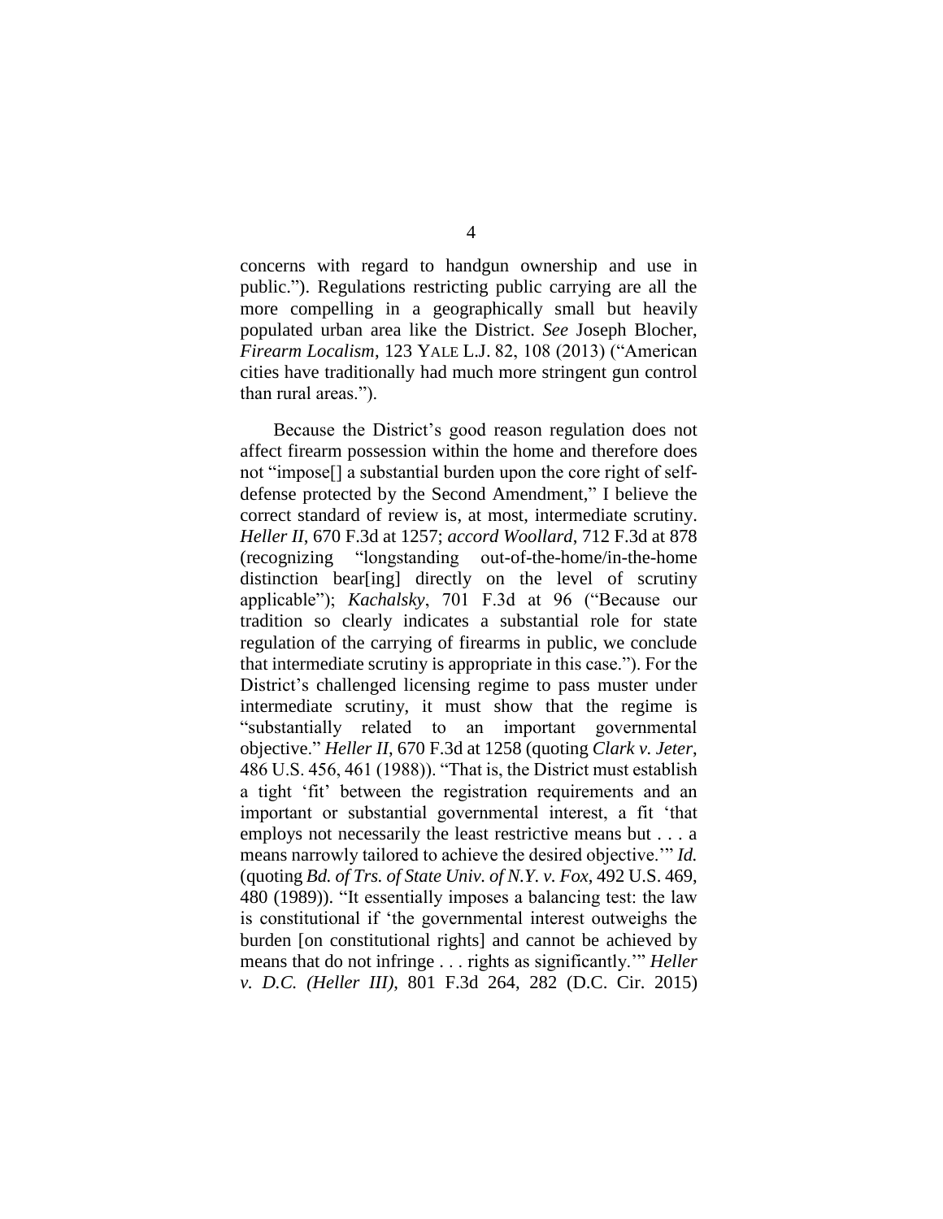concerns with regard to handgun ownership and use in public."). Regulations restricting public carrying are all the more compelling in a geographically small but heavily populated urban area like the District. *See* Joseph Blocher, *Firearm Localism*, 123 YALE L.J. 82, 108 (2013) ("American cities have traditionally had much more stringent gun control than rural areas.").

Because the District's good reason regulation does not affect firearm possession within the home and therefore does not "impose[] a substantial burden upon the core right of self-defense protected by the Second Amendment," I believe the correct standard of review is, at most, intermediate scrutiny. *Heller II*, 670 F.3d at 1257; *accord Woollard*, 712 F.3d at 878 (recognizing "longstanding out-of-the-home/in-the-home distinction bear[ing] directly on the level of scrutiny applicable"); *Kachalsky*, 701 F.3d at 96 ("Because our tradition so clearly indicates a substantial role for state regulation of the carrying of firearms in public, we conclude that intermediate scrutiny is appropriate in this case."). For the District's challenged licensing regime to pass muster under intermediate scrutiny, it must show that the regime is "substantially related to an important governmental objective." *Heller II*, 670 F.3d at 1258 (quoting *Clark v. Jeter*, 486 U.S. 456, 461 (1988)). "That is, the District must establish a tight 'fit' between the registration requirements and an important or substantial governmental interest, a fit 'that employs not necessarily the least restrictive means but . . . a means narrowly tailored to achieve the desired objective.'" *Id.* (quoting *Bd. of Trs. of State Univ. of N.Y. v. Fox*, 492 U.S. 469, 480 (1989)). "It essentially imposes a balancing test: the law is constitutional if 'the governmental interest outweighs the burden [on constitutional rights] and cannot be achieved by means that do not infringe . . . rights as significantly.'" *Heller v. D.C. (Heller III)*, 801 F.3d 264, 282 (D.C. Cir. 2015)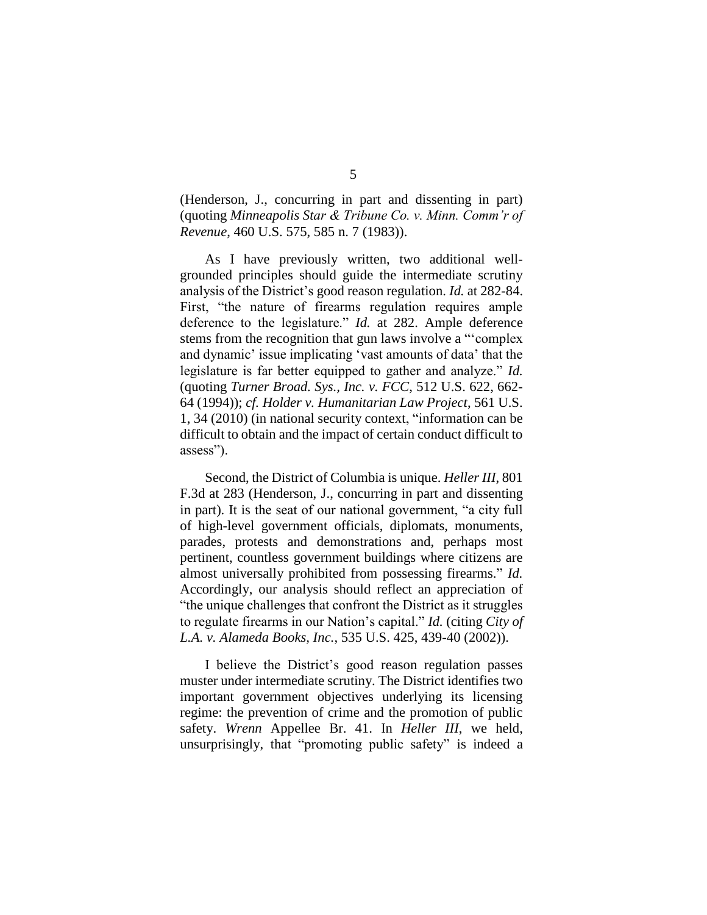(Henderson, J., concurring in part and dissenting in part) (quoting *Minneapolis Star & Tribune Co. v. Minn. Comm'r of Revenue*, 460 U.S. 575, 585 n. 7 (1983)).

As I have previously written, two additional well-grounded principles should guide the intermediate scrutiny analysis of the District's good reason regulation. *Id.* at 282-84. First, "the nature of firearms regulation requires ample deference to the legislature." *Id.* at 282. Ample deference stems from the recognition that gun laws involve a "'complex and dynamic' issue implicating 'vast amounts of data' that the legislature is far better equipped to gather and analyze." *Id.* (quoting *Turner Broad. Sys., Inc. v. FCC*, 512 U.S. 622, 662-64 (1994)); *cf. Holder v. Humanitarian Law Project*, 561 U.S. 1, 34 (2010) (in national security context, "information can be difficult to obtain and the impact of certain conduct difficult to assess").

Second, the District of Columbia is unique. *Heller III*, 801 F.3d at 283 (Henderson, J., concurring in part and dissenting in part). It is the seat of our national government, "a city full of high-level government officials, diplomats, monuments, parades, protests and demonstrations and, perhaps most pertinent, countless government buildings where citizens are almost universally prohibited from possessing firearms." *Id.* Accordingly, our analysis should reflect an appreciation of "the unique challenges that confront the District as it struggles to regulate firearms in our Nation's capital." *Id.* (citing *City of L.A. v. Alameda Books, Inc.*, 535 U.S. 425, 439-40 (2002)).

I believe the District's good reason regulation passes muster under intermediate scrutiny. The District identifies two important government objectives underlying its licensing regime: the prevention of crime and the promotion of public safety. *Wrenn* Appellee Br. 41. In *Heller III*, we held, unsurprisingly, that "promoting public safety" is indeed a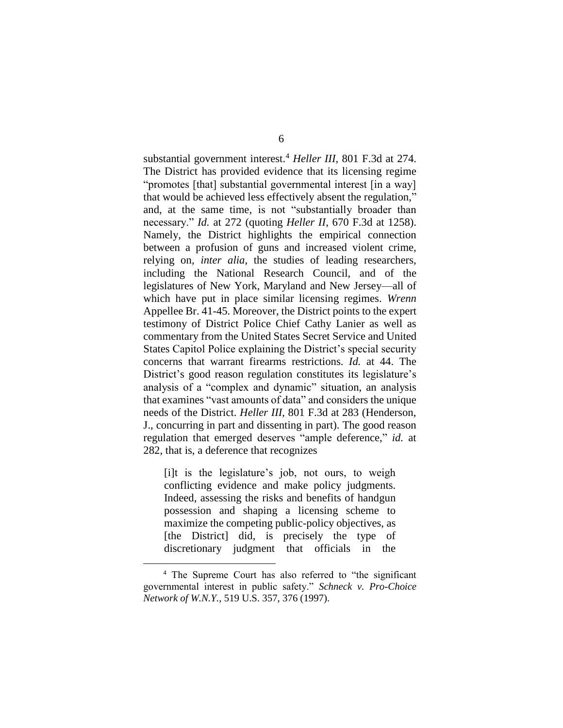substantial government interest.[4] *Heller III*, 801 F.3d at 274. The District has provided evidence that its licensing regime "promotes [that] substantial governmental interest [in a way] that would be achieved less effectively absent the regulation," and, at the same time, is not "substantially broader than necessary." *Id.* at 272 (quoting *Heller II*, 670 F.3d at 1258). Namely, the District highlights the empirical connection between a profusion of guns and increased violent crime, relying on, *inter alia*, the studies of leading researchers, including the National Research Council, and of the legislatures of New York, Maryland and New Jersey—all of which have put in place similar licensing regimes. *Wrenn* Appellee Br. 41-45. Moreover, the District points to the expert testimony of District Police Chief Cathy Lanier as well as commentary from the United States Secret Service and United States Capitol Police explaining the District's special security concerns that warrant firearms restrictions. *Id.* at 44. The District's good reason regulation constitutes its legislature's analysis of a "complex and dynamic" situation, an analysis that examines "vast amounts of data" and considers the unique needs of the District. *Heller III*, 801 F.3d at 283 (Henderson, J., concurring in part and dissenting in part). The good reason regulation that emerged deserves "ample deference," *id.* at 282, that is, a deference that recognizes

> [i]t is the legislature's job, not ours, to weigh conflicting evidence and make policy judgments. Indeed, assessing the risks and benefits of handgun possession and shaping a licensing scheme to maximize the competing public-policy objectives, as [the District] did, is precisely the type of discretionary judgment that officials in the

[4] The Supreme Court has also referred to "the significant governmental interest in public safety." *Schneck v. Pro-Choice Network of W.N.Y.*, 519 U.S. 357, 376 (1997).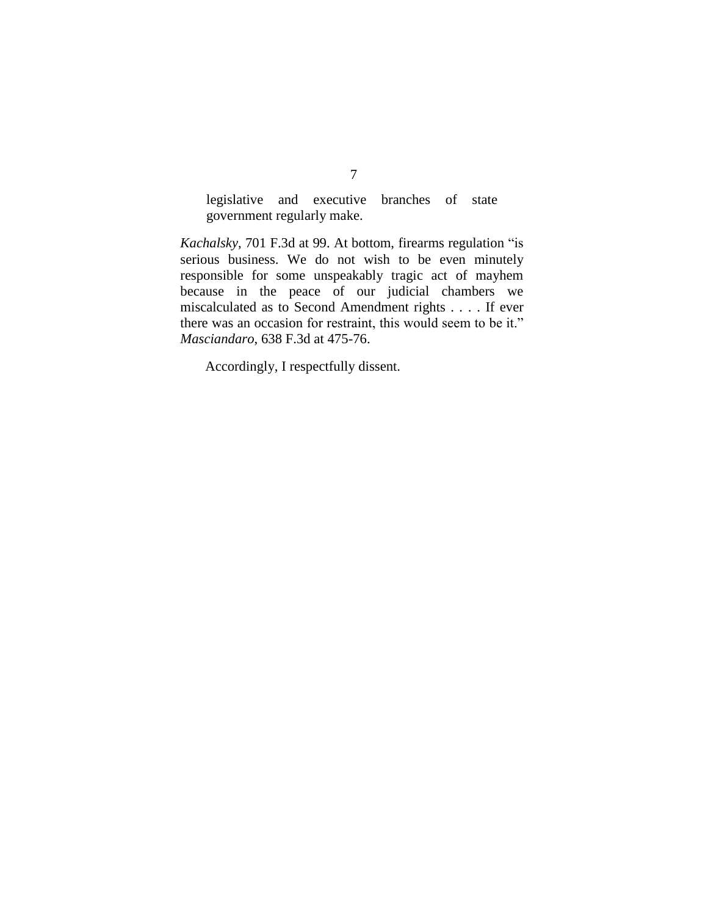> legislative and executive branches of state government regularly make.

*Kachalsky*, 701 F.3d at 99. At bottom, firearms regulation "is serious business. We do not wish to be even minutely responsible for some unspeakably tragic act of mayhem because in the peace of our judicial chambers we miscalculated as to Second Amendment rights . . . . If ever there was an occasion for restraint, this would seem to be it." *Masciandaro*, 638 F.3d at 475-76.

Accordingly, I respectfully dissent.